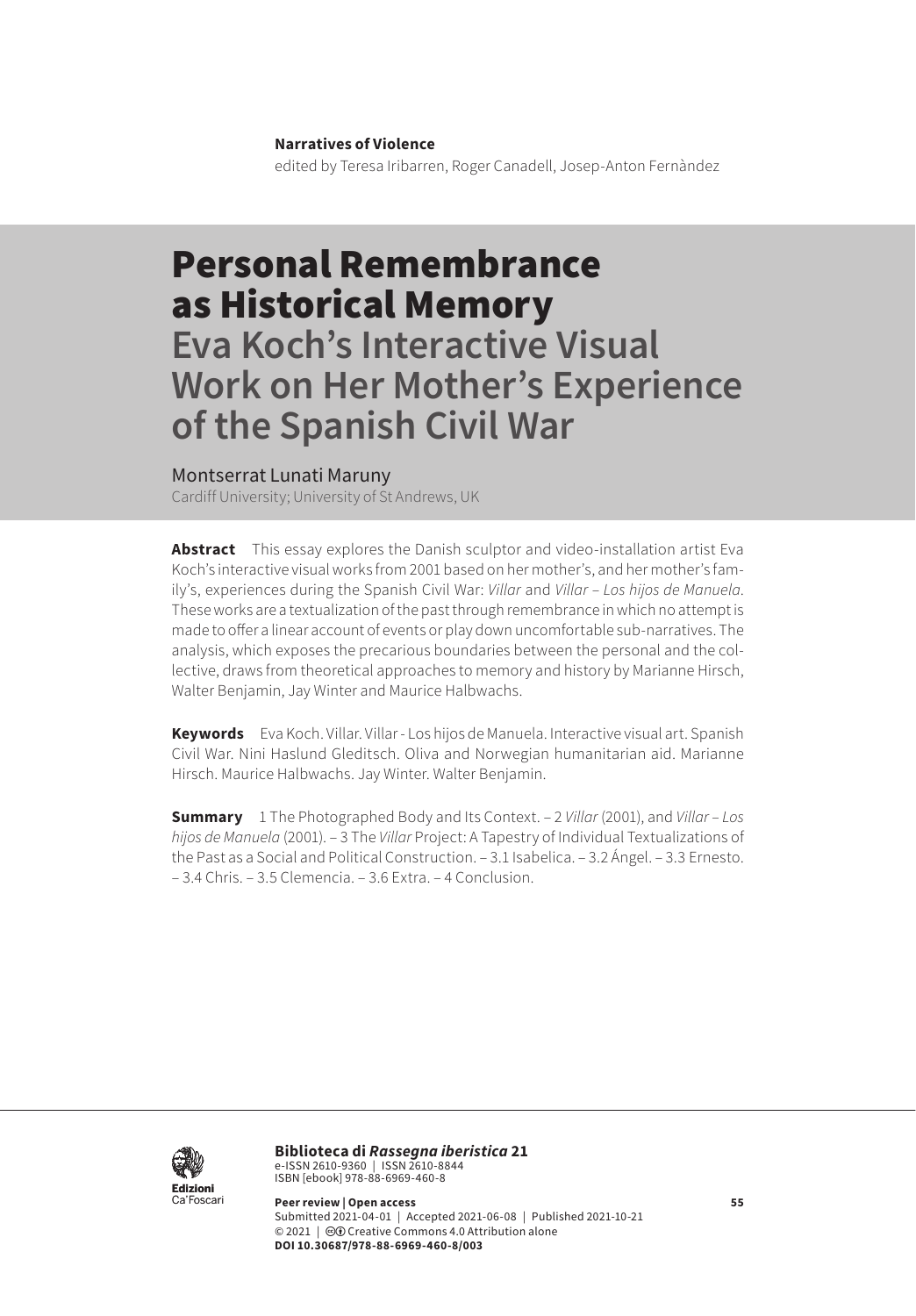**Narratives of Violence**
edited by Teresa Iribarren, Roger Canadell, Josep-Anton Fernàndez

# Personal Remembrance as Historical Memory
## Eva Koch's Interactive Visual Work on Her Mother's Experience of the Spanish Civil War

Montserrat Lunati Maruny
Cardiff University; University of St Andrews, UK

**Abstract** This essay explores the Danish sculptor and video-installation artist Eva Koch's interactive visual works from 2001 based on her mother's, and her mother's family's, experiences during the Spanish Civil War: *Villar* and *Villar – Los hijos de Manuela*. These works are a textualization of the past through remembrance in which no attempt is made to offer a linear account of events or play down uncomfortable sub-narratives. The analysis, which exposes the precarious boundaries between the personal and the collective, draws from theoretical approaches to memory and history by Marianne Hirsch, Walter Benjamin, Jay Winter and Maurice Halbwachs.

**Keywords** Eva Koch. Villar. Villar - Los hijos de Manuela. Interactive visual art. Spanish Civil War. Nini Haslund Gleditsch. Oliva and Norwegian humanitarian aid. Marianne Hirsch. Maurice Halbwachs. Jay Winter. Walter Benjamin.

**Summary** 1 The Photographed Body and Its Context. – 2 *Villar* (2001), and *Villar – Los hijos de Manuela* (2001). – 3 The *Villar* Project: A Tapestry of Individual Textualizations of the Past as a Social and Political Construction. – 3.1 Isabelica. – 3.2 Ángel. – 3.3 Ernesto. – 3.4 Chris. – 3.5 Clemencia. – 3.6 Extra. – 4 Conclusion.

**Biblioteca di *Rassegna iberistica* 21**
e-ISSN 2610-9360 | ISSN 2610-8844
ISBN [ebook] 978-88-6969-460-8

**Peer review | Open access**
Submitted 2021-04-01 | Accepted 2021-06-08 | Published 2021-10-21
© 2021 | Creative Commons 4.0 Attribution alone
**DOI 10.30687/978-88-6969-460-8/003**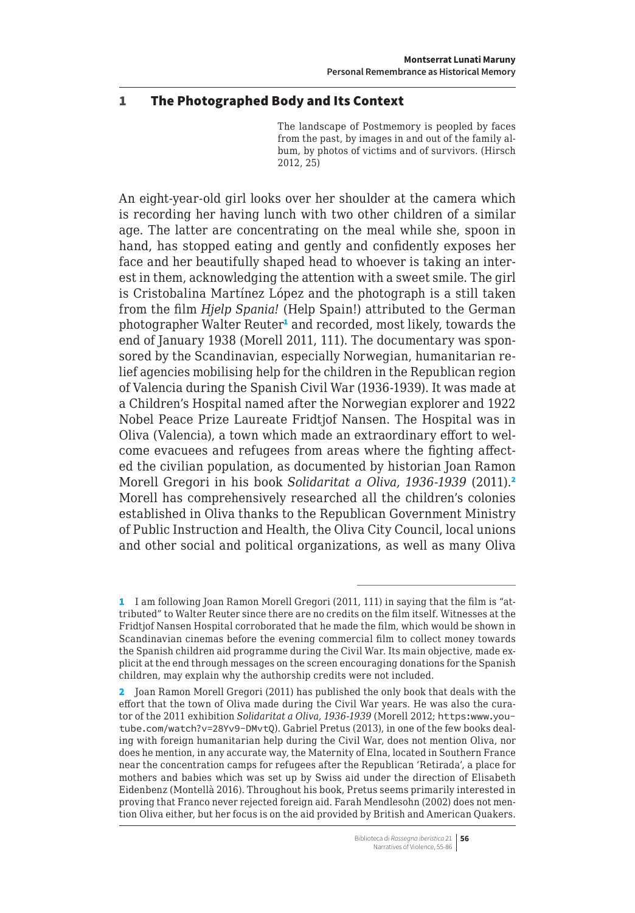# 1 The Photographed Body and Its Context

> The landscape of Postmemory is peopled by faces from the past, by images in and out of the family album, by photos of victims and of survivors. (Hirsch 2012, 25)

An eight-year-old girl looks over her shoulder at the camera which is recording her having lunch with two other children of a similar age. The latter are concentrating on the meal while she, spoon in hand, has stopped eating and gently and confidently exposes her face and her beautifully shaped head to whoever is taking an interest in them, acknowledging the attention with a sweet smile. The girl is Cristobalina Martínez López and the photograph is a still taken from the film *Hjelp Spania!* (Help Spain!) attributed to the German photographer Walter Reuter[1] and recorded, most likely, towards the end of January 1938 (Morell 2011, 111). The documentary was sponsored by the Scandinavian, especially Norwegian, humanitarian relief agencies mobilising help for the children in the Republican region of Valencia during the Spanish Civil War (1936-1939). It was made at a Children's Hospital named after the Norwegian explorer and 1922 Nobel Peace Prize Laureate Fridtjof Nansen. The Hospital was in Oliva (Valencia), a town which made an extraordinary effort to welcome evacuees and refugees from areas where the fighting affected the civilian population, as documented by historian Joan Ramon Morell Gregori in his book *Solidaritat a Oliva, 1936-1939* (2011).[2] Morell has comprehensively researched all the children's colonies established in Oliva thanks to the Republican Government Ministry of Public Instruction and Health, the Oliva City Council, local unions and other social and political organizations, as well as many Oliva

---

[1] I am following Joan Ramon Morell Gregori (2011, 111) in saying that the film is "attributed" to Walter Reuter since there are no credits on the film itself. Witnesses at the Fridtjof Nansen Hospital corroborated that he made the film, which would be shown in Scandinavian cinemas before the evening commercial film to collect money towards the Spanish children aid programme during the Civil War. Its main objective, made explicit at the end through messages on the screen encouraging donations for the Spanish children, may explain why the authorship credits were not included.

[2] Joan Ramon Morell Gregori (2011) has published the only book that deals with the effort that the town of Oliva made during the Civil War years. He was also the curator of the 2011 exhibition *Solidaritat a Oliva, 1936-1939* (Morell 2012; https:www.youtube.com/watch?v=28Yv9-DMvtQ). Gabriel Pretus (2013), in one of the few books dealing with foreign humanitarian help during the Civil War, does not mention Oliva, nor does he mention, in any accurate way, the Maternity of Elna, located in Southern France near the concentration camps for refugees after the Republican 'Retirada', a place for mothers and babies which was set up by Swiss aid under the direction of Elisabeth Eidenbenz (Montellà 2016). Throughout his book, Pretus seems primarily interested in proving that Franco never rejected foreign aid. Farah Mendlesohn (2002) does not mention Oliva either, but her focus is on the aid provided by British and American Quakers.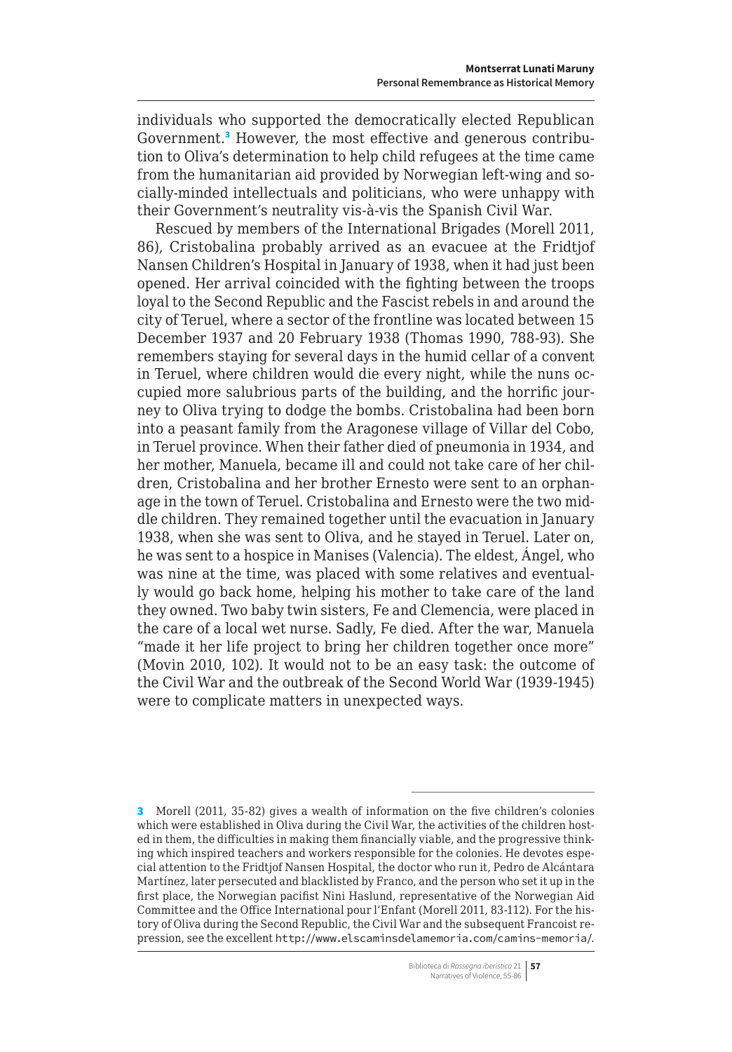individuals who supported the democratically elected Republican Government.[3] However, the most effective and generous contribution to Oliva's determination to help child refugees at the time came from the humanitarian aid provided by Norwegian left-wing and socially-minded intellectuals and politicians, who were unhappy with their Government's neutrality vis-à-vis the Spanish Civil War.

Rescued by members of the International Brigades (Morell 2011, 86), Cristobalina probably arrived as an evacuee at the Fridtjof Nansen Children's Hospital in January of 1938, when it had just been opened. Her arrival coincided with the fighting between the troops loyal to the Second Republic and the Fascist rebels in and around the city of Teruel, where a sector of the frontline was located between 15 December 1937 and 20 February 1938 (Thomas 1990, 788-93). She remembers staying for several days in the humid cellar of a convent in Teruel, where children would die every night, while the nuns occupied more salubrious parts of the building, and the horrific journey to Oliva trying to dodge the bombs. Cristobalina had been born into a peasant family from the Aragonese village of Villar del Cobo, in Teruel province. When their father died of pneumonia in 1934, and her mother, Manuela, became ill and could not take care of her children, Cristobalina and her brother Ernesto were sent to an orphanage in the town of Teruel. Cristobalina and Ernesto were the two middle children. They remained together until the evacuation in January 1938, when she was sent to Oliva, and he stayed in Teruel. Later on, he was sent to a hospice in Manises (Valencia). The eldest, Ángel, who was nine at the time, was placed with some relatives and eventually would go back home, helping his mother to take care of the land they owned. Two baby twin sisters, Fe and Clemencia, were placed in the care of a local wet nurse. Sadly, Fe died. After the war, Manuela "made it her life project to bring her children together once more" (Movin 2010, 102). It would not to be an easy task: the outcome of the Civil War and the outbreak of the Second World War (1939-1945) were to complicate matters in unexpected ways.

---

[3] Morell (2011, 35-82) gives a wealth of information on the five children's colonies which were established in Oliva during the Civil War, the activities of the children hosted in them, the difficulties in making them financially viable, and the progressive thinking which inspired teachers and workers responsible for the colonies. He devotes especial attention to the Fridtjof Nansen Hospital, the doctor who run it, Pedro de Alcántara Martínez, later persecuted and blacklisted by Franco, and the person who set it up in the first place, the Norwegian pacifist Nini Haslund, representative of the Norwegian Aid Committee and the Office International pour l'Enfant (Morell 2011, 83-112). For the history of Oliva during the Second Republic, the Civil War and the subsequent Francoist repression, see the excellent http://www.elscaminsdelamemoria.com/camins-memoria/.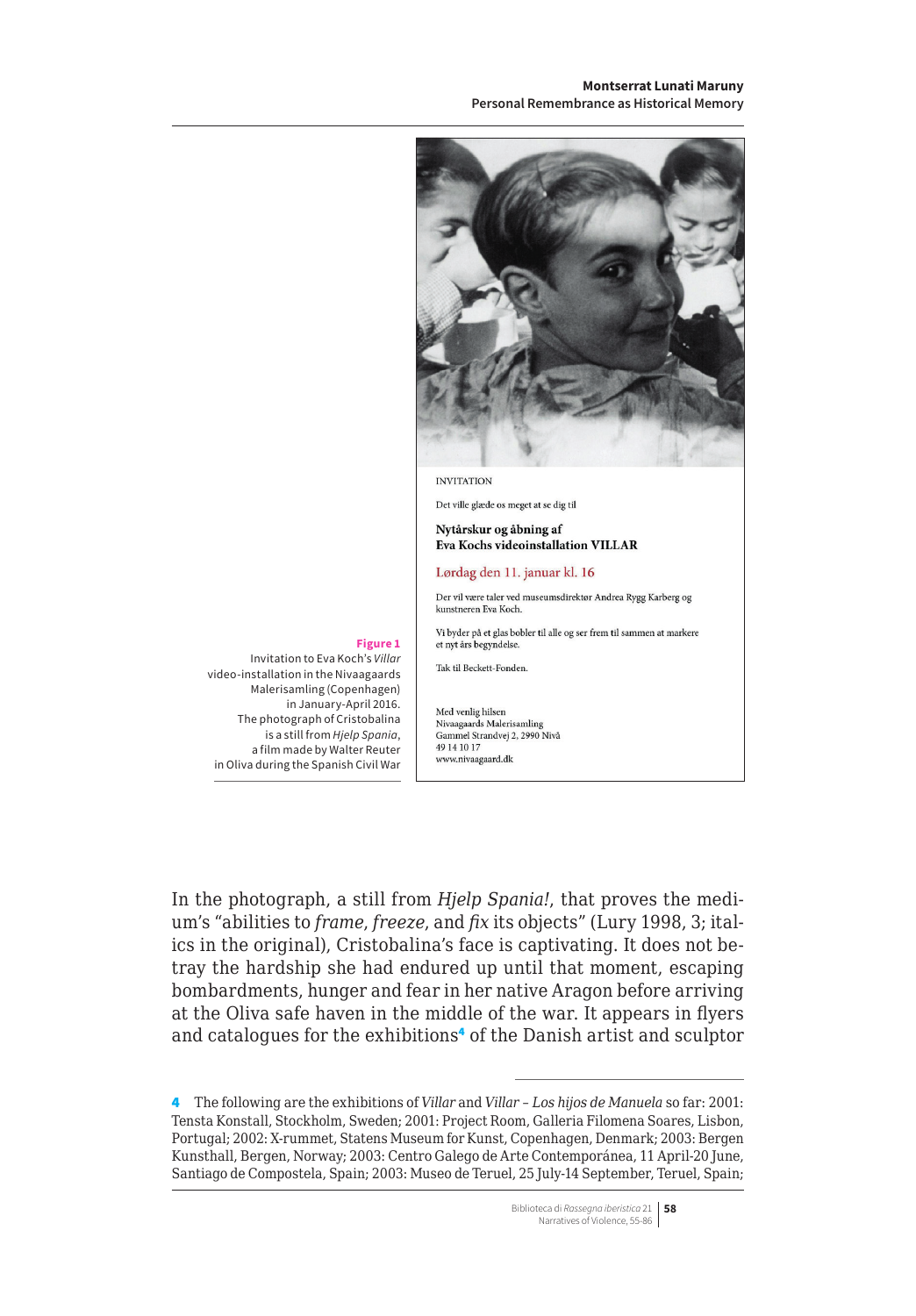INVITATION

Det ville glæde os meget at se dig til

**Nytårskur og åbning af**
**Eva Kochs videoinstallation VILLAR**

Lørdag den 11. januar kl. 16

Der vil være taler ved museumsdirektør Andrea Rygg Karberg og kunstneren Eva Koch.

Vi byder på et glas bobler til alle og ser frem til sammen at markere et nyt års begyndelse.

Tak til Beckett-Fonden.

Med venlig hilsen
Nivaagaards Malerisamling
Gammel Strandvej 2, 2990 Nivå
49 14 10 17
www.nivaagaard.dk

**Figure 1**
Invitation to Eva Koch's *Villar* video-installation in the Nivaagaards Malerisamling (Copenhagen) in January-April 2016. The photograph of Cristobalina is a still from *Hjelp Spania*, a film made by Walter Reuter in Oliva during the Spanish Civil War

In the photograph, a still from *Hjelp Spania!*, that proves the medium's "abilities to *frame*, *freeze*, and *fix* its objects" (Lury 1998, 3; italics in the original), Cristobalina's face is captivating. It does not betray the hardship she had endured up until that moment, escaping bombardments, hunger and fear in her native Aragon before arriving at the Oliva safe haven in the middle of the war. It appears in flyers and catalogues for the exhibitions[4] of the Danish artist and sculptor

[4] The following are the exhibitions of *Villar* and *Villar – Los hijos de Manuela* so far: 2001: Tensta Konstall, Stockholm, Sweden; 2001: Project Room, Galleria Filomena Soares, Lisbon, Portugal; 2002: X-rummet, Statens Museum for Kunst, Copenhagen, Denmark; 2003: Bergen Kunsthall, Bergen, Norway; 2003: Centro Galego de Arte Contemporánea, 11 April-20 June, Santiago de Compostela, Spain; 2003: Museo de Teruel, 25 July-14 September, Teruel, Spain;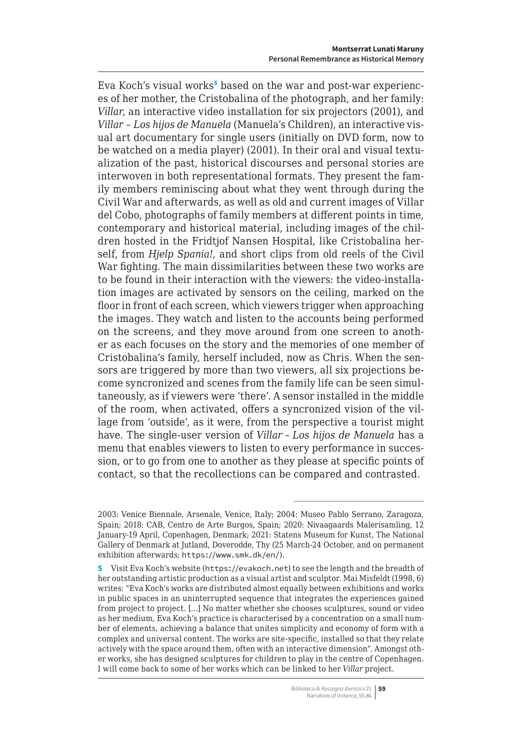Eva Koch's visual works[5] based on the war and post-war experiences of her mother, the Cristobalina of the photograph, and her family: *Villar*, an interactive video installation for six projectors (2001), and *Villar – Los hijos de Manuela* (Manuela's Children), an interactive visual art documentary for single users (initially on DVD form, now to be watched on a media player) (2001). In their oral and visual textualization of the past, historical discourses and personal stories are interwoven in both representational formats. They present the family members reminiscing about what they went through during the Civil War and afterwards, as well as old and current images of Villar del Cobo, photographs of family members at different points in time, contemporary and historical material, including images of the children hosted in the Fridtjof Nansen Hospital, like Cristobalina herself, from *Hjelp Spania!*, and short clips from old reels of the Civil War fighting. The main dissimilarities between these two works are to be found in their interaction with the viewers: the video-installation images are activated by sensors on the ceiling, marked on the floor in front of each screen, which viewers trigger when approaching the images. They watch and listen to the accounts being performed on the screens, and they move around from one screen to another as each focuses on the story and the memories of one member of Cristobalina's family, herself included, now as Chris. When the sensors are triggered by more than two viewers, all six projections become syncronized and scenes from the family life can be seen simultaneously, as if viewers were 'there'. A sensor installed in the middle of the room, when activated, offers a syncronized vision of the village from 'outside', as it were, from the perspective a tourist might have. The single-user version of *Villar – Los hijos de Manuela* has a menu that enables viewers to listen to every performance in succession, or to go from one to another as they please at specific points of contact, so that the recollections can be compared and contrasted.

---

2003: Venice Biennale, Arsenale, Venice, Italy; 2004: Museo Pablo Serrano, Zaragoza, Spain; 2018: CAB, Centro de Arte Burgos, Spain; 2020: Nivaagaards Malerisamling, 12 January-19 April, Copenhagen, Denmark; 2021: Statens Museum for Kunst, The National Gallery of Denmark at Jutland, Doverodde, Thy (25 March-24 October, and on permanent exhibition afterwards; https://www.smk.dk/en/).

5 Visit Eva Koch's website (https://evakoch.net) to see the length and the breadth of her outstanding artistic production as a visual artist and sculptor. Mai Misfeldt (1998, 6) writes: "Eva Koch's works are distributed almost equally between exhibitions and works in public spaces in an uninterrupted sequence that integrates the experiences gained from project to project. […] No matter whether she chooses sculptures, sound or video as her medium, Eva Koch's practice is characterised by a concentration on a small number of elements, achieving a balance that unites simplicity and economy of form with a complex and universal content. The works are site-specific, installed so that they relate actively with the space around them, often with an interactive dimension". Amongst other works, she has designed sculptures for children to play in the centre of Copenhagen. I will come back to some of her works which can be linked to her *Villar* project.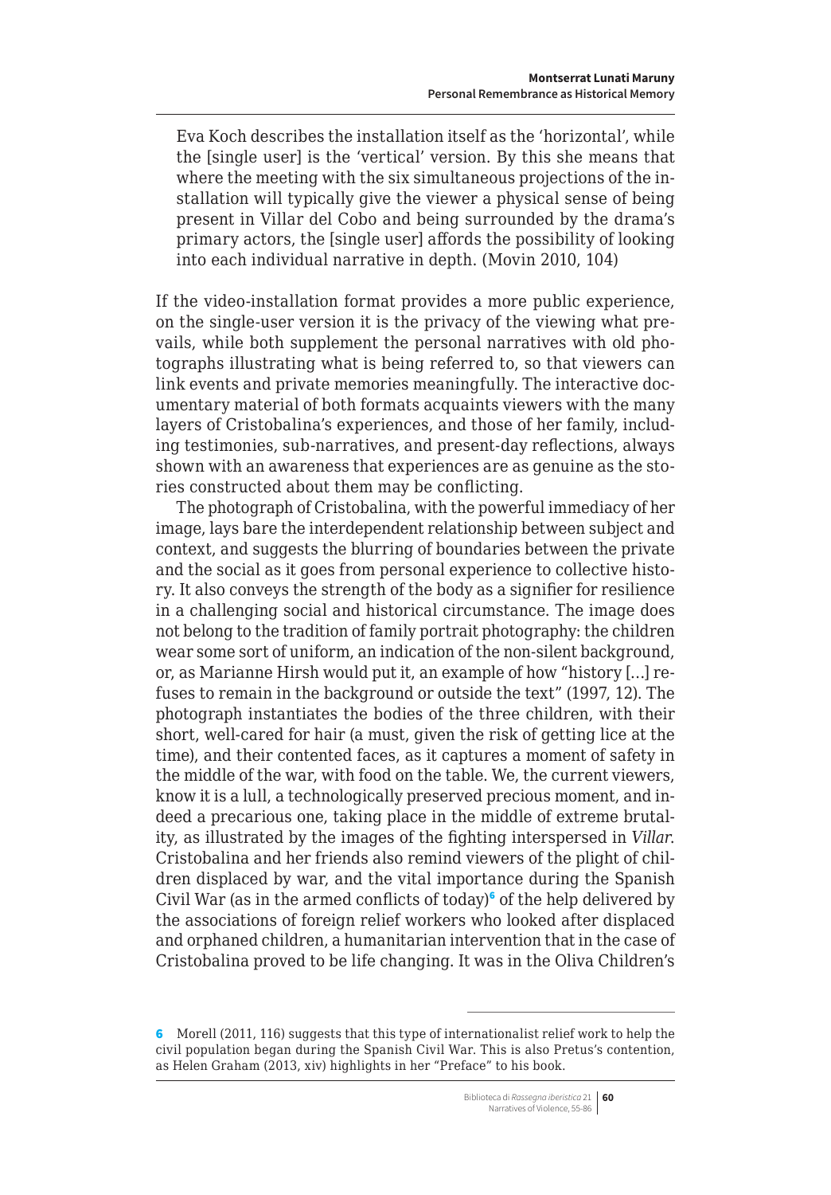> Eva Koch describes the installation itself as the 'horizontal', while the [single user] is the 'vertical' version. By this she means that where the meeting with the six simultaneous projections of the installation will typically give the viewer a physical sense of being present in Villar del Cobo and being surrounded by the drama's primary actors, the [single user] affords the possibility of looking into each individual narrative in depth. (Movin 2010, 104)

If the video-installation format provides a more public experience, on the single-user version it is the privacy of the viewing what prevails, while both supplement the personal narratives with old photographs illustrating what is being referred to, so that viewers can link events and private memories meaningfully. The interactive documentary material of both formats acquaints viewers with the many layers of Cristobalina's experiences, and those of her family, including testimonies, sub-narratives, and present-day reflections, always shown with an awareness that experiences are as genuine as the stories constructed about them may be conflicting.

The photograph of Cristobalina, with the powerful immediacy of her image, lays bare the interdependent relationship between subject and context, and suggests the blurring of boundaries between the private and the social as it goes from personal experience to collective history. It also conveys the strength of the body as a signifier for resilience in a challenging social and historical circumstance. The image does not belong to the tradition of family portrait photography: the children wear some sort of uniform, an indication of the non-silent background, or, as Marianne Hirsh would put it, an example of how "history […] refuses to remain in the background or outside the text" (1997, 12). The photograph instantiates the bodies of the three children, with their short, well-cared for hair (a must, given the risk of getting lice at the time), and their contented faces, as it captures a moment of safety in the middle of the war, with food on the table. We, the current viewers, know it is a lull, a technologically preserved precious moment, and indeed a precarious one, taking place in the middle of extreme brutality, as illustrated by the images of the fighting interspersed in *Villar*. Cristobalina and her friends also remind viewers of the plight of children displaced by war, and the vital importance during the Spanish Civil War (as in the armed conflicts of today)[6] of the help delivered by the associations of foreign relief workers who looked after displaced and orphaned children, a humanitarian intervention that in the case of Cristobalina proved to be life changing. It was in the Oliva Children's

---

[6] Morell (2011, 116) suggests that this type of internationalist relief work to help the civil population began during the Spanish Civil War. This is also Pretus's contention, as Helen Graham (2013, xiv) highlights in her "Preface" to his book.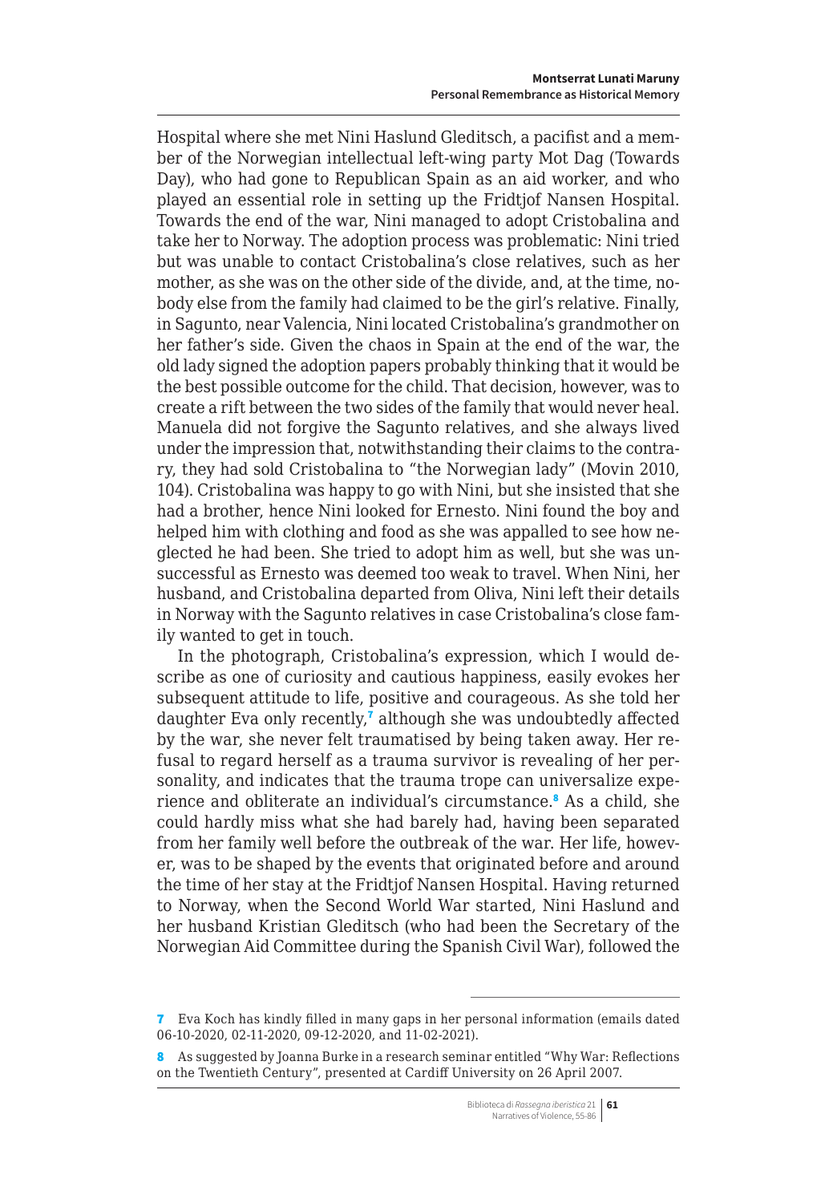Hospital where she met Nini Haslund Gleditsch, a pacifist and a member of the Norwegian intellectual left-wing party Mot Dag (Towards Day), who had gone to Republican Spain as an aid worker, and who played an essential role in setting up the Fridtjof Nansen Hospital. Towards the end of the war, Nini managed to adopt Cristobalina and take her to Norway. The adoption process was problematic: Nini tried but was unable to contact Cristobalina's close relatives, such as her mother, as she was on the other side of the divide, and, at the time, nobody else from the family had claimed to be the girl's relative. Finally, in Sagunto, near Valencia, Nini located Cristobalina's grandmother on her father's side. Given the chaos in Spain at the end of the war, the old lady signed the adoption papers probably thinking that it would be the best possible outcome for the child. That decision, however, was to create a rift between the two sides of the family that would never heal. Manuela did not forgive the Sagunto relatives, and she always lived under the impression that, notwithstanding their claims to the contrary, they had sold Cristobalina to "the Norwegian lady" (Movin 2010, 104). Cristobalina was happy to go with Nini, but she insisted that she had a brother, hence Nini looked for Ernesto. Nini found the boy and helped him with clothing and food as she was appalled to see how neglected he had been. She tried to adopt him as well, but she was unsuccessful as Ernesto was deemed too weak to travel. When Nini, her husband, and Cristobalina departed from Oliva, Nini left their details in Norway with the Sagunto relatives in case Cristobalina's close family wanted to get in touch.

In the photograph, Cristobalina's expression, which I would describe as one of curiosity and cautious happiness, easily evokes her subsequent attitude to life, positive and courageous. As she told her daughter Eva only recently,[7] although she was undoubtedly affected by the war, she never felt traumatised by being taken away. Her refusal to regard herself as a trauma survivor is revealing of her personality, and indicates that the trauma trope can universalize experience and obliterate an individual's circumstance.[8] As a child, she could hardly miss what she had barely had, having been separated from her family well before the outbreak of the war. Her life, however, was to be shaped by the events that originated before and around the time of her stay at the Fridtjof Nansen Hospital. Having returned to Norway, when the Second World War started, Nini Haslund and her husband Kristian Gleditsch (who had been the Secretary of the Norwegian Aid Committee during the Spanish Civil War), followed the

---

7 Eva Koch has kindly filled in many gaps in her personal information (emails dated 06-10-2020, 02-11-2020, 09-12-2020, and 11-02-2021).

8 As suggested by Joanna Burke in a research seminar entitled "Why War: Reflections on the Twentieth Century", presented at Cardiff University on 26 April 2007.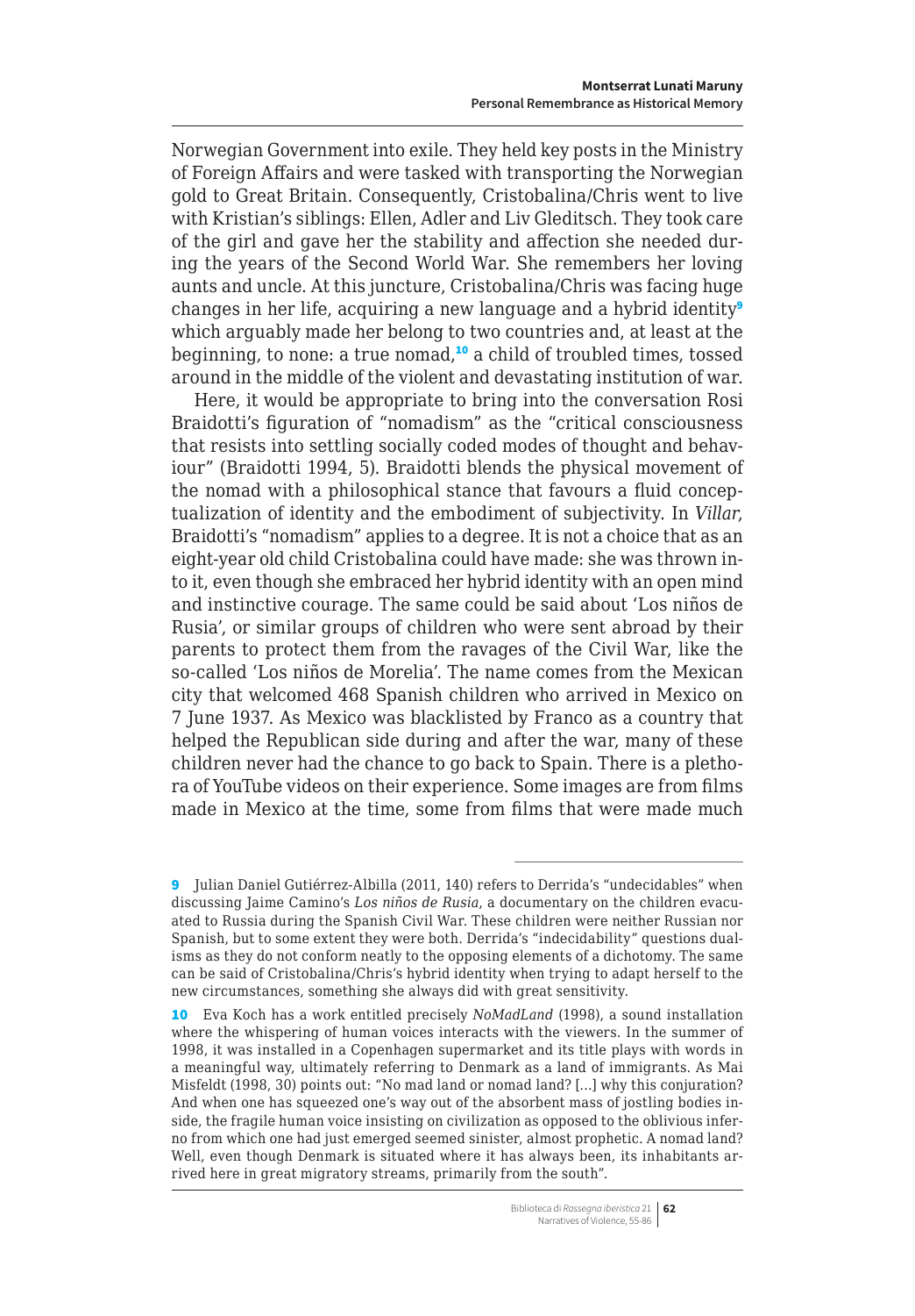Norwegian Government into exile. They held key posts in the Ministry of Foreign Affairs and were tasked with transporting the Norwegian gold to Great Britain. Consequently, Cristobalina/Chris went to live with Kristian's siblings: Ellen, Adler and Liv Gleditsch. They took care of the girl and gave her the stability and affection she needed during the years of the Second World War. She remembers her loving aunts and uncle. At this juncture, Cristobalina/Chris was facing huge changes in her life, acquiring a new language and a hybrid identity[9] which arguably made her belong to two countries and, at least at the beginning, to none: a true nomad,[10] a child of troubled times, tossed around in the middle of the violent and devastating institution of war.

Here, it would be appropriate to bring into the conversation Rosi Braidotti's figuration of "nomadism" as the "critical consciousness that resists into settling socially coded modes of thought and behaviour" (Braidotti 1994, 5). Braidotti blends the physical movement of the nomad with a philosophical stance that favours a fluid conceptualization of identity and the embodiment of subjectivity. In *Villar*, Braidotti's "nomadism" applies to a degree. It is not a choice that as an eight-year old child Cristobalina could have made: she was thrown into it, even though she embraced her hybrid identity with an open mind and instinctive courage. The same could be said about 'Los niños de Rusia', or similar groups of children who were sent abroad by their parents to protect them from the ravages of the Civil War, like the so-called 'Los niños de Morelia'. The name comes from the Mexican city that welcomed 468 Spanish children who arrived in Mexico on 7 June 1937. As Mexico was blacklisted by Franco as a country that helped the Republican side during and after the war, many of these children never had the chance to go back to Spain. There is a plethora of YouTube videos on their experience. Some images are from films made in Mexico at the time, some from films that were made much

---

[9] Julian Daniel Gutiérrez-Albilla (2011, 140) refers to Derrida's "undecidables" when discussing Jaime Camino's *Los niños de Rusia*, a documentary on the children evacuated to Russia during the Spanish Civil War. These children were neither Russian nor Spanish, but to some extent they were both. Derrida's "indecidability" questions dualisms as they do not conform neatly to the opposing elements of a dichotomy. The same can be said of Cristobalina/Chris's hybrid identity when trying to adapt herself to the new circumstances, something she always did with great sensitivity.

[10] Eva Koch has a work entitled precisely *NoMadLand* (1998), a sound installation where the whispering of human voices interacts with the viewers. In the summer of 1998, it was installed in a Copenhagen supermarket and its title plays with words in a meaningful way, ultimately referring to Denmark as a land of immigrants. As Mai Misfeldt (1998, 30) points out: "No mad land or nomad land? […] why this conjuration? And when one has squeezed one's way out of the absorbent mass of jostling bodies inside, the fragile human voice insisting on civilization as opposed to the oblivious inferno from which one had just emerged seemed sinister, almost prophetic. A nomad land? Well, even though Denmark is situated where it has always been, its inhabitants arrived here in great migratory streams, primarily from the south".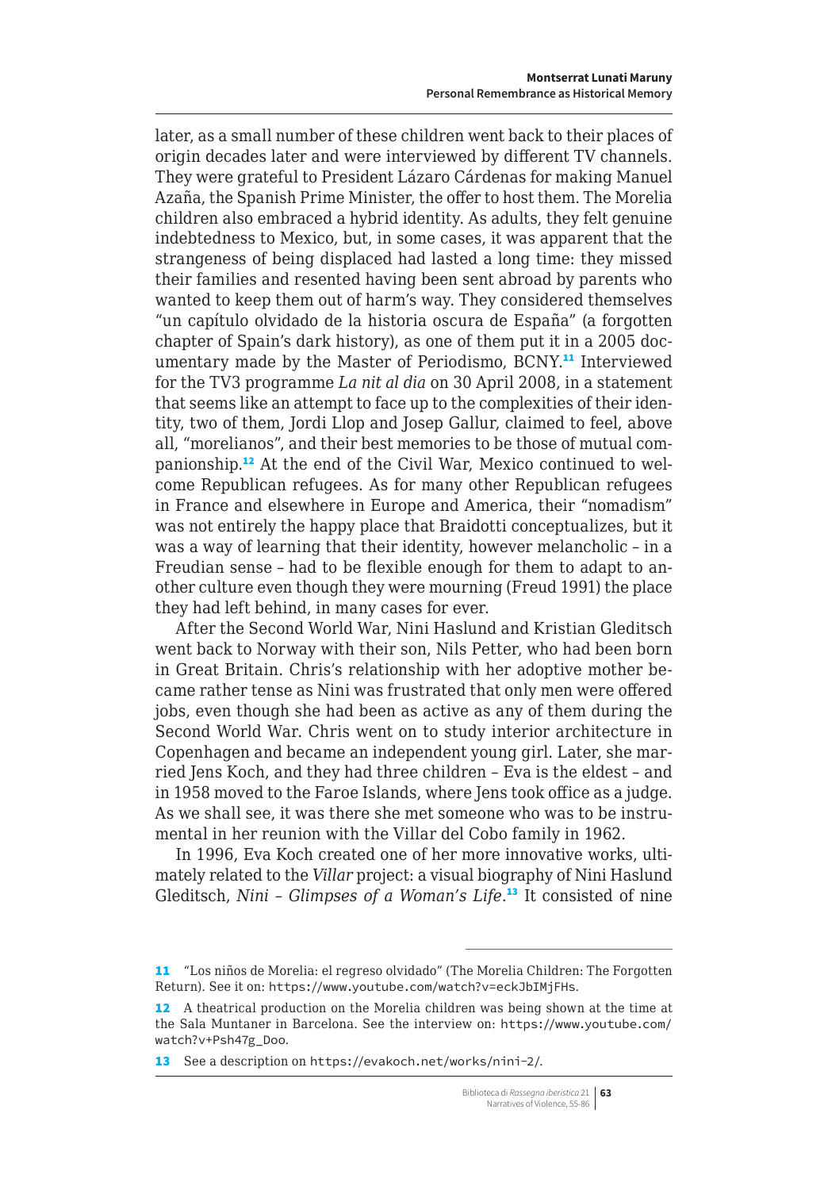later, as a small number of these children went back to their places of origin decades later and were interviewed by different TV channels. They were grateful to President Lázaro Cárdenas for making Manuel Azaña, the Spanish Prime Minister, the offer to host them. The Morelia children also embraced a hybrid identity. As adults, they felt genuine indebtedness to Mexico, but, in some cases, it was apparent that the strangeness of being displaced had lasted a long time: they missed their families and resented having been sent abroad by parents who wanted to keep them out of harm's way. They considered themselves "un capítulo olvidado de la historia oscura de España" (a forgotten chapter of Spain's dark history), as one of them put it in a 2005 documentary made by the Master of Periodismo, BCNY.[11] Interviewed for the TV3 programme *La nit al dia* on 30 April 2008, in a statement that seems like an attempt to face up to the complexities of their identity, two of them, Jordi Llop and Josep Gallur, claimed to feel, above all, "morelianos", and their best memories to be those of mutual companionship.[12] At the end of the Civil War, Mexico continued to welcome Republican refugees. As for many other Republican refugees in France and elsewhere in Europe and America, their "nomadism" was not entirely the happy place that Braidotti conceptualizes, but it was a way of learning that their identity, however melancholic – in a Freudian sense – had to be flexible enough for them to adapt to another culture even though they were mourning (Freud 1991) the place they had left behind, in many cases for ever.

After the Second World War, Nini Haslund and Kristian Gleditsch went back to Norway with their son, Nils Petter, who had been born in Great Britain. Chris's relationship with her adoptive mother became rather tense as Nini was frustrated that only men were offered jobs, even though she had been as active as any of them during the Second World War. Chris went on to study interior architecture in Copenhagen and became an independent young girl. Later, she married Jens Koch, and they had three children – Eva is the eldest – and in 1958 moved to the Faroe Islands, where Jens took office as a judge. As we shall see, it was there she met someone who was to be instrumental in her reunion with the Villar del Cobo family in 1962.

In 1996, Eva Koch created one of her more innovative works, ultimately related to the *Villar* project: a visual biography of Nini Haslund Gleditsch, *Nini – Glimpses of a Woman's Life*.[13] It consisted of nine

---

11 "Los niños de Morelia: el regreso olvidado" (The Morelia Children: The Forgotten Return). See it on: https://www.youtube.com/watch?v=eckJbIMjFHs.

12 A theatrical production on the Morelia children was being shown at the time at the Sala Muntaner in Barcelona. See the interview on: https://www.youtube.com/watch?v+Psh47g_Doo.

13 See a description on https://evakoch.net/works/nini-2/.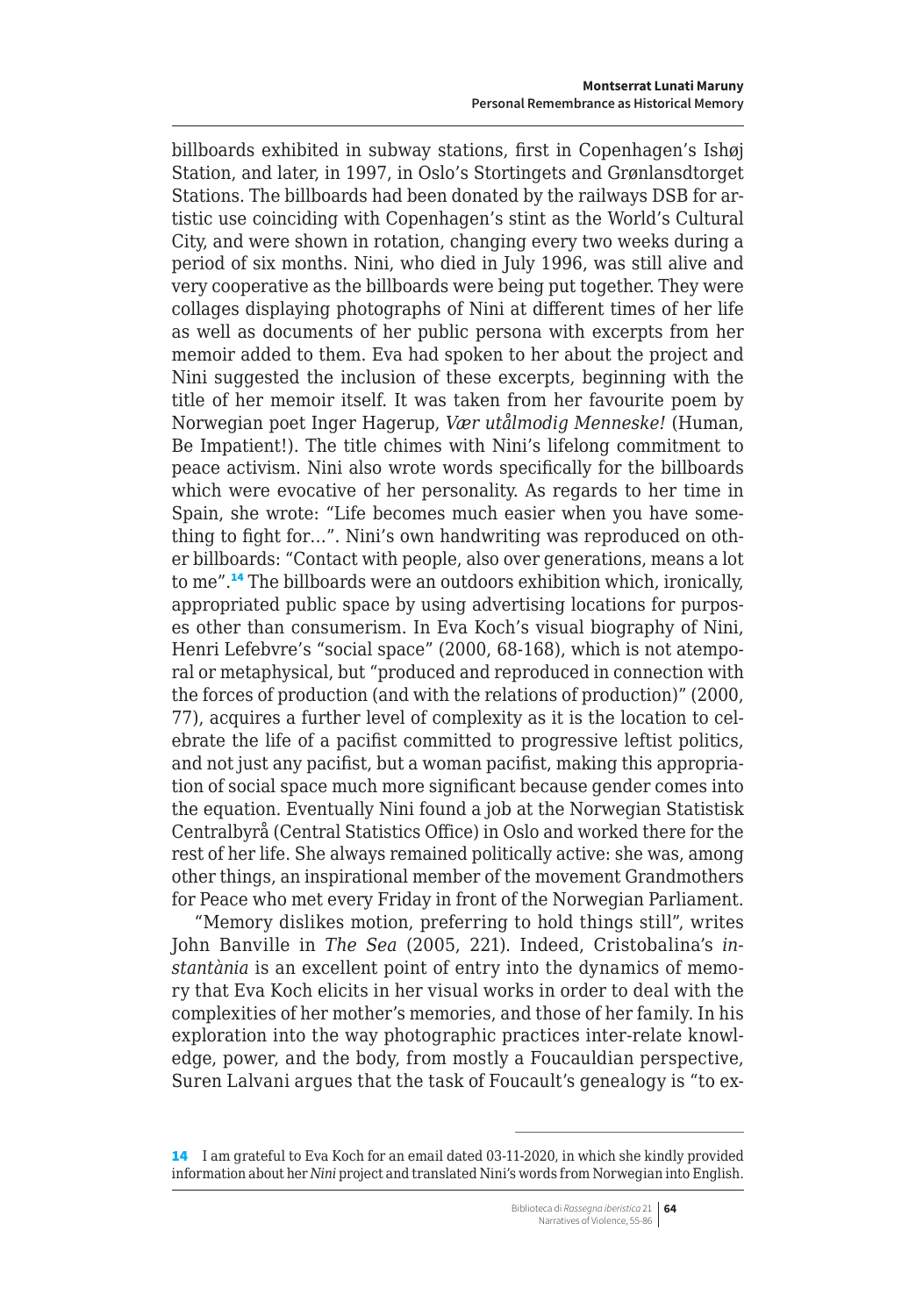billboards exhibited in subway stations, first in Copenhagen's Ishøj Station, and later, in 1997, in Oslo's Stortingets and Grønlansdtorget Stations. The billboards had been donated by the railways DSB for artistic use coinciding with Copenhagen's stint as the World's Cultural City, and were shown in rotation, changing every two weeks during a period of six months. Nini, who died in July 1996, was still alive and very cooperative as the billboards were being put together. They were collages displaying photographs of Nini at different times of her life as well as documents of her public persona with excerpts from her memoir added to them. Eva had spoken to her about the project and Nini suggested the inclusion of these excerpts, beginning with the title of her memoir itself. It was taken from her favourite poem by Norwegian poet Inger Hagerup, *Vær utålmodig Menneske!* (Human, Be Impatient!). The title chimes with Nini's lifelong commitment to peace activism. Nini also wrote words specifically for the billboards which were evocative of her personality. As regards to her time in Spain, she wrote: "Life becomes much easier when you have something to fight for…". Nini's own handwriting was reproduced on other billboards: "Contact with people, also over generations, means a lot to me".[14] The billboards were an outdoors exhibition which, ironically, appropriated public space by using advertising locations for purposes other than consumerism. In Eva Koch's visual biography of Nini, Henri Lefebvre's "social space" (2000, 68-168), which is not atemporal or metaphysical, but "produced and reproduced in connection with the forces of production (and with the relations of production)" (2000, 77), acquires a further level of complexity as it is the location to celebrate the life of a pacifist committed to progressive leftist politics, and not just any pacifist, but a woman pacifist, making this appropriation of social space much more significant because gender comes into the equation. Eventually Nini found a job at the Norwegian Statistisk Centralbyrå (Central Statistics Office) in Oslo and worked there for the rest of her life. She always remained politically active: she was, among other things, an inspirational member of the movement Grandmothers for Peace who met every Friday in front of the Norwegian Parliament.

"Memory dislikes motion, preferring to hold things still", writes John Banville in *The Sea* (2005, 221). Indeed, Cristobalina's *instantània* is an excellent point of entry into the dynamics of memory that Eva Koch elicits in her visual works in order to deal with the complexities of her mother's memories, and those of her family. In his exploration into the way photographic practices inter-relate knowledge, power, and the body, from mostly a Foucauldian perspective, Suren Lalvani argues that the task of Foucault's genealogy is "to ex-

---

[14] I am grateful to Eva Koch for an email dated 03-11-2020, in which she kindly provided information about her *Nini* project and translated Nini's words from Norwegian into English.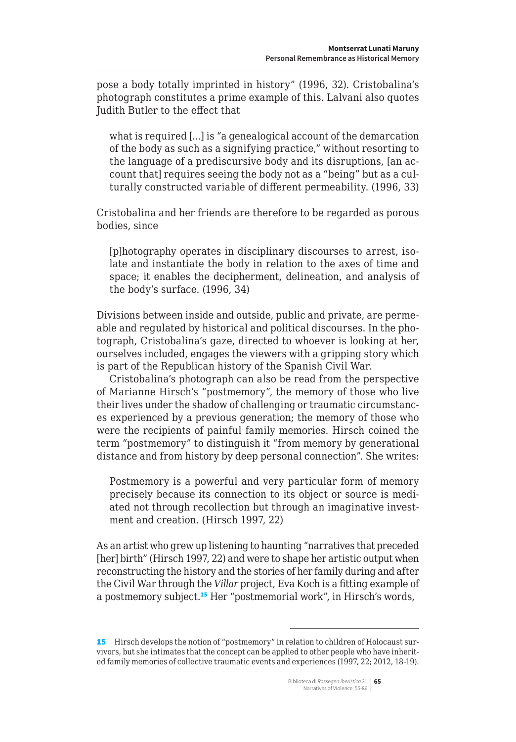pose a body totally imprinted in history" (1996, 32). Cristobalina's photograph constitutes a prime example of this. Lalvani also quotes Judith Butler to the effect that

> what is required […] is "a genealogical account of the demarcation of the body as such as a signifying practice," without resorting to the language of a prediscursive body and its disruptions, [an account that] requires seeing the body not as a "being" but as a culturally constructed variable of different permeability. (1996, 33)

Cristobalina and her friends are therefore to be regarded as porous bodies, since

> [p]hotography operates in disciplinary discourses to arrest, isolate and instantiate the body in relation to the axes of time and space; it enables the decipherment, delineation, and analysis of the body's surface. (1996, 34)

Divisions between inside and outside, public and private, are permeable and regulated by historical and political discourses. In the photograph, Cristobalina's gaze, directed to whoever is looking at her, ourselves included, engages the viewers with a gripping story which is part of the Republican history of the Spanish Civil War.

Cristobalina's photograph can also be read from the perspective of Marianne Hirsch's "postmemory", the memory of those who live their lives under the shadow of challenging or traumatic circumstances experienced by a previous generation; the memory of those who were the recipients of painful family memories. Hirsch coined the term "postmemory" to distinguish it "from memory by generational distance and from history by deep personal connection". She writes:

> Postmemory is a powerful and very particular form of memory precisely because its connection to its object or source is mediated not through recollection but through an imaginative investment and creation. (Hirsch 1997, 22)

As an artist who grew up listening to haunting "narratives that preceded [her] birth" (Hirsch 1997, 22) and were to shape her artistic output when reconstructing the history and the stories of her family during and after the Civil War through the *Villar* project, Eva Koch is a fitting example of a postmemory subject.[15] Her "postmemorial work", in Hirsch's words,

---

[15] Hirsch develops the notion of "postmemory" in relation to children of Holocaust survivors, but she intimates that the concept can be applied to other people who have inherited family memories of collective traumatic events and experiences (1997, 22; 2012, 18-19).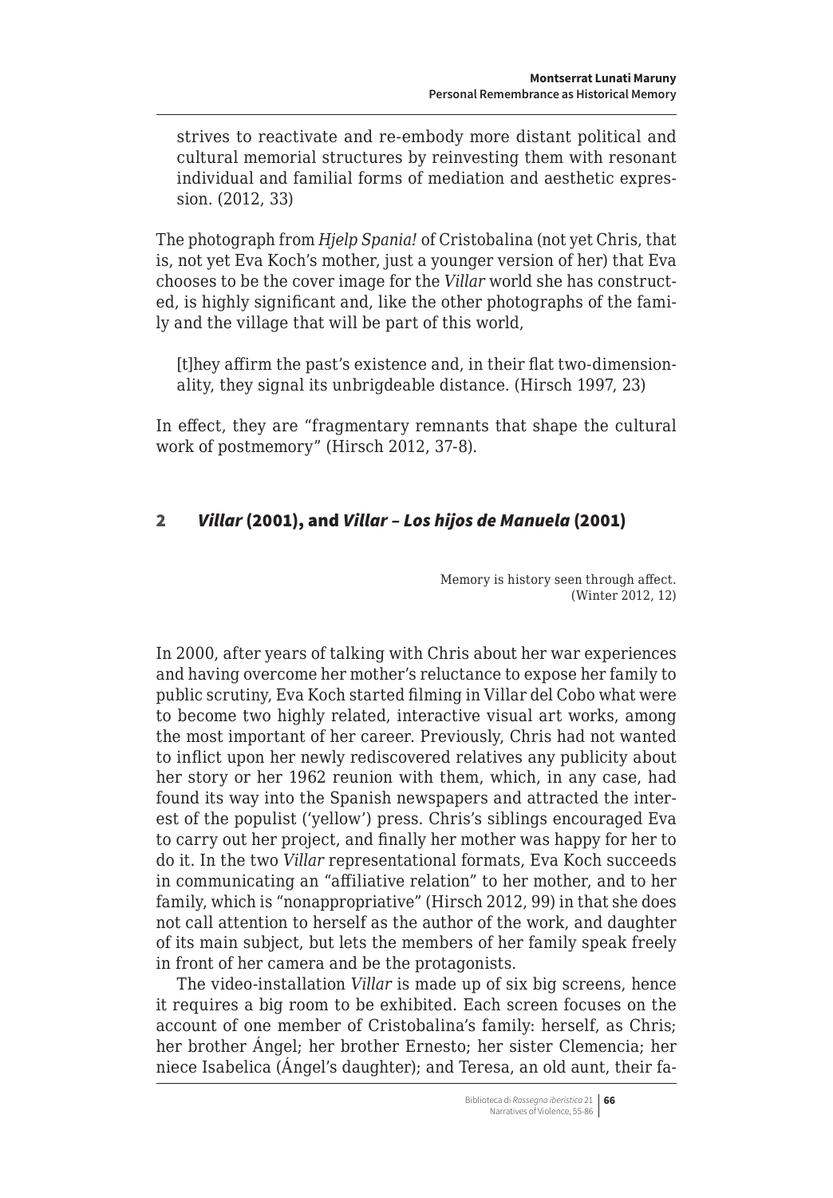strives to reactivate and re-embody more distant political and cultural memorial structures by reinvesting them with resonant individual and familial forms of mediation and aesthetic expression. (2012, 33)

The photograph from *Hjelp Spania!* of Cristobalina (not yet Chris, that is, not yet Eva Koch's mother, just a younger version of her) that Eva chooses to be the cover image for the *Villar* world she has constructed, is highly significant and, like the other photographs of the family and the village that will be part of this world,

> [t]hey affirm the past's existence and, in their flat two-dimensionality, they signal its unbrigdeable distance. (Hirsch 1997, 23)

In effect, they are "fragmentary remnants that shape the cultural work of postmemory" (Hirsch 2012, 37-8).

## 2 *Villar* (2001), and *Villar – Los hijos de Manuela* (2001)

> Memory is history seen through affect.
> (Winter 2012, 12)

In 2000, after years of talking with Chris about her war experiences and having overcome her mother's reluctance to expose her family to public scrutiny, Eva Koch started filming in Villar del Cobo what were to become two highly related, interactive visual art works, among the most important of her career. Previously, Chris had not wanted to inflict upon her newly rediscovered relatives any publicity about her story or her 1962 reunion with them, which, in any case, had found its way into the Spanish newspapers and attracted the interest of the populist ('yellow') press. Chris's siblings encouraged Eva to carry out her project, and finally her mother was happy for her to do it. In the two *Villar* representational formats, Eva Koch succeeds in communicating an "affiliative relation" to her mother, and to her family, which is "nonappropriative" (Hirsch 2012, 99) in that she does not call attention to herself as the author of the work, and daughter of its main subject, but lets the members of her family speak freely in front of her camera and be the protagonists.

The video-installation *Villar* is made up of six big screens, hence it requires a big room to be exhibited. Each screen focuses on the account of one member of Cristobalina's family: herself, as Chris; her brother Ángel; her brother Ernesto; her sister Clemencia; her niece Isabelica (Ángel's daughter); and Teresa, an old aunt, their fa-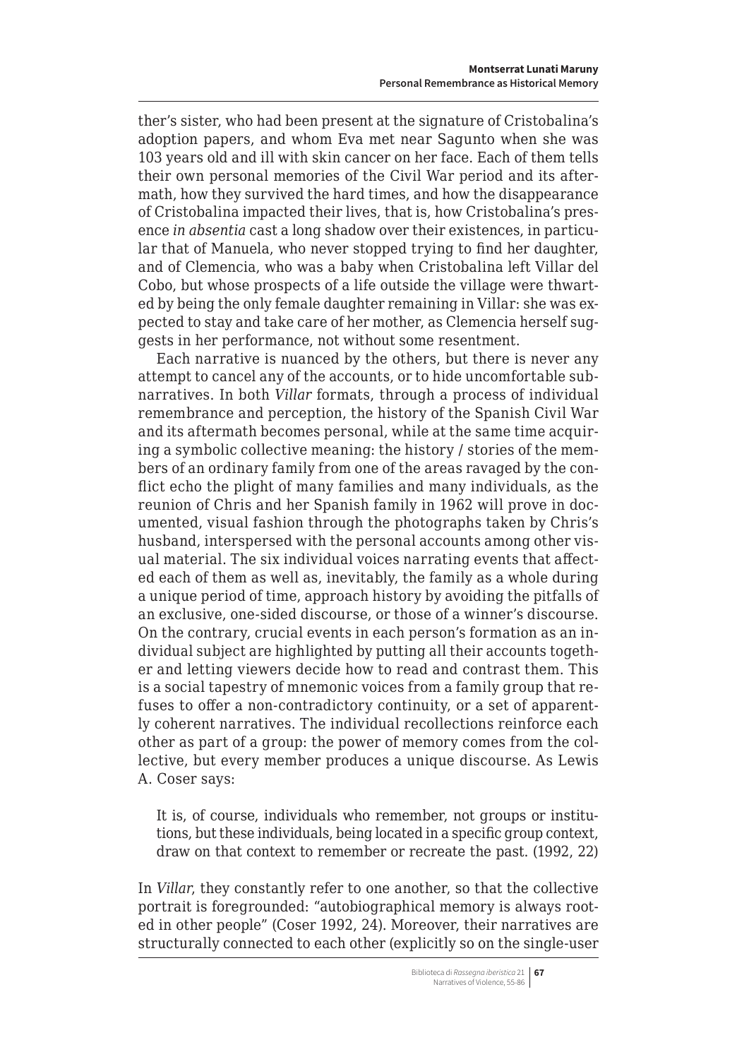ther's sister, who had been present at the signature of Cristobalina's adoption papers, and whom Eva met near Sagunto when she was 103 years old and ill with skin cancer on her face. Each of them tells their own personal memories of the Civil War period and its aftermath, how they survived the hard times, and how the disappearance of Cristobalina impacted their lives, that is, how Cristobalina's presence *in absentia* cast a long shadow over their existences, in particular that of Manuela, who never stopped trying to find her daughter, and of Clemencia, who was a baby when Cristobalina left Villar del Cobo, but whose prospects of a life outside the village were thwarted by being the only female daughter remaining in Villar: she was expected to stay and take care of her mother, as Clemencia herself suggests in her performance, not without some resentment.

Each narrative is nuanced by the others, but there is never any attempt to cancel any of the accounts, or to hide uncomfortable subnarratives. In both *Villar* formats, through a process of individual remembrance and perception, the history of the Spanish Civil War and its aftermath becomes personal, while at the same time acquiring a symbolic collective meaning: the history / stories of the members of an ordinary family from one of the areas ravaged by the conflict echo the plight of many families and many individuals, as the reunion of Chris and her Spanish family in 1962 will prove in documented, visual fashion through the photographs taken by Chris's husband, interspersed with the personal accounts among other visual material. The six individual voices narrating events that affected each of them as well as, inevitably, the family as a whole during a unique period of time, approach history by avoiding the pitfalls of an exclusive, one-sided discourse, or those of a winner's discourse. On the contrary, crucial events in each person's formation as an individual subject are highlighted by putting all their accounts together and letting viewers decide how to read and contrast them. This is a social tapestry of mnemonic voices from a family group that refuses to offer a non-contradictory continuity, or a set of apparently coherent narratives. The individual recollections reinforce each other as part of a group: the power of memory comes from the collective, but every member produces a unique discourse. As Lewis A. Coser says:

> It is, of course, individuals who remember, not groups or institutions, but these individuals, being located in a specific group context, draw on that context to remember or recreate the past. (1992, 22)

In *Villar*, they constantly refer to one another, so that the collective portrait is foregrounded: "autobiographical memory is always rooted in other people" (Coser 1992, 24). Moreover, their narratives are structurally connected to each other (explicitly so on the single-user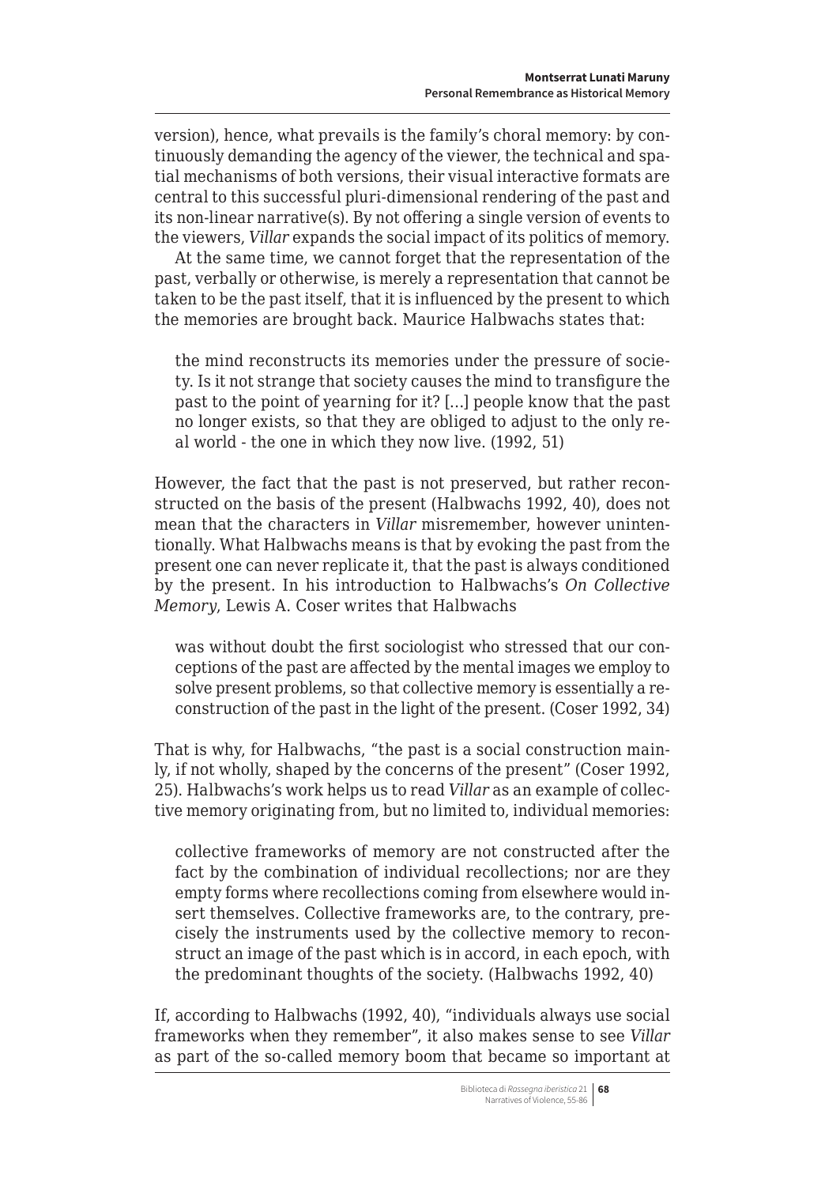version), hence, what prevails is the family's choral memory: by continuously demanding the agency of the viewer, the technical and spatial mechanisms of both versions, their visual interactive formats are central to this successful pluri-dimensional rendering of the past and its non-linear narrative(s). By not offering a single version of events to the viewers, *Villar* expands the social impact of its politics of memory.

At the same time, we cannot forget that the representation of the past, verbally or otherwise, is merely a representation that cannot be taken to be the past itself, that it is influenced by the present to which the memories are brought back. Maurice Halbwachs states that:

> the mind reconstructs its memories under the pressure of society. Is it not strange that society causes the mind to transfigure the past to the point of yearning for it? […] people know that the past no longer exists, so that they are obliged to adjust to the only real world - the one in which they now live. (1992, 51)

However, the fact that the past is not preserved, but rather reconstructed on the basis of the present (Halbwachs 1992, 40), does not mean that the characters in *Villar* misremember, however unintentionally. What Halbwachs means is that by evoking the past from the present one can never replicate it, that the past is always conditioned by the present. In his introduction to Halbwachs's *On Collective Memory*, Lewis A. Coser writes that Halbwachs

> was without doubt the first sociologist who stressed that our conceptions of the past are affected by the mental images we employ to solve present problems, so that collective memory is essentially a reconstruction of the past in the light of the present. (Coser 1992, 34)

That is why, for Halbwachs, "the past is a social construction mainly, if not wholly, shaped by the concerns of the present" (Coser 1992, 25). Halbwachs's work helps us to read *Villar* as an example of collective memory originating from, but no limited to, individual memories:

> collective frameworks of memory are not constructed after the fact by the combination of individual recollections; nor are they empty forms where recollections coming from elsewhere would insert themselves. Collective frameworks are, to the contrary, precisely the instruments used by the collective memory to reconstruct an image of the past which is in accord, in each epoch, with the predominant thoughts of the society. (Halbwachs 1992, 40)

If, according to Halbwachs (1992, 40), "individuals always use social frameworks when they remember", it also makes sense to see *Villar* as part of the so-called memory boom that became so important at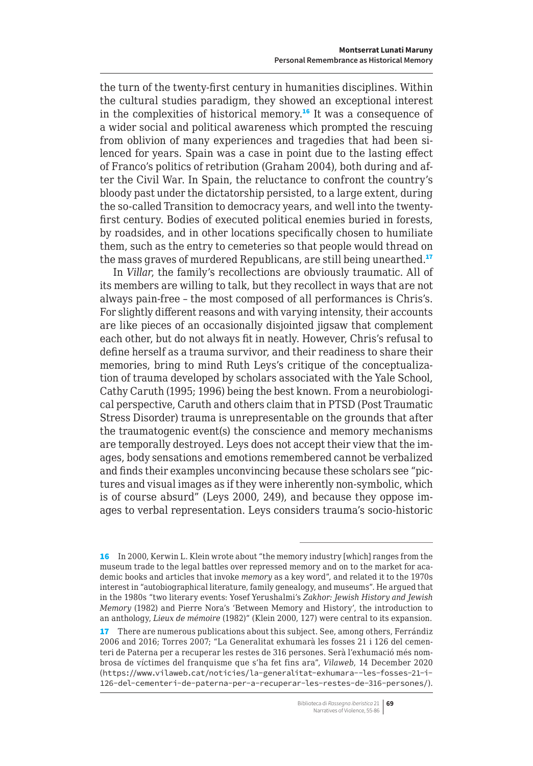the turn of the twenty-first century in humanities disciplines. Within the cultural studies paradigm, they showed an exceptional interest in the complexities of historical memory.[16] It was a consequence of a wider social and political awareness which prompted the rescuing from oblivion of many experiences and tragedies that had been silenced for years. Spain was a case in point due to the lasting effect of Franco's politics of retribution (Graham 2004), both during and after the Civil War. In Spain, the reluctance to confront the country's bloody past under the dictatorship persisted, to a large extent, during the so-called Transition to democracy years, and well into the twenty-first century. Bodies of executed political enemies buried in forests, by roadsides, and in other locations specifically chosen to humiliate them, such as the entry to cemeteries so that people would thread on the mass graves of murdered Republicans, are still being unearthed.[17]

In *Villar*, the family's recollections are obviously traumatic. All of its members are willing to talk, but they recollect in ways that are not always pain-free – the most composed of all performances is Chris's. For slightly different reasons and with varying intensity, their accounts are like pieces of an occasionally disjointed jigsaw that complement each other, but do not always fit in neatly. However, Chris's refusal to define herself as a trauma survivor, and their readiness to share their memories, bring to mind Ruth Leys's critique of the conceptualization of trauma developed by scholars associated with the Yale School, Cathy Caruth (1995; 1996) being the best known. From a neurobiological perspective, Caruth and others claim that in PTSD (Post Traumatic Stress Disorder) trauma is unrepresentable on the grounds that after the traumatogenic event(s) the conscience and memory mechanisms are temporally destroyed. Leys does not accept their view that the images, body sensations and emotions remembered cannot be verbalized and finds their examples unconvincing because these scholars see "pictures and visual images as if they were inherently non-symbolic, which is of course absurd" (Leys 2000, 249), and because they oppose images to verbal representation. Leys considers trauma's socio-historic

---

16 In 2000, Kerwin L. Klein wrote about "the memory industry [which] ranges from the museum trade to the legal battles over repressed memory and on to the market for academic books and articles that invoke *memory* as a key word", and related it to the 1970s interest in "autobiographical literature, family genealogy, and museums". He argued that in the 1980s "two literary events: Yosef Yerushalmi's *Zakhor: Jewish History and Jewish Memory* (1982) and Pierre Nora's 'Between Memory and History', the introduction to an anthology, *Lieux de mémoire* (1982)" (Klein 2000, 127) were central to its expansion.

17 There are numerous publications about this subject. See, among others, Ferrándiz 2006 and 2016; Torres 2007; "La Generalitat exhumarà les fosses 21 i 126 del cementeri de Paterna per a recuperar les restes de 316 persones. Serà l'exhumació més nombrosa de víctimes del franquisme que s'ha fet fins ara", *Vilaweb*, 14 December 2020 (https://www.vilaweb.cat/noticies/la-generalitat-exhumara--les-fosses-21-i-126-del-cementeri-de-paterna-per-a-recuperar-les-restes-de-316-persones/).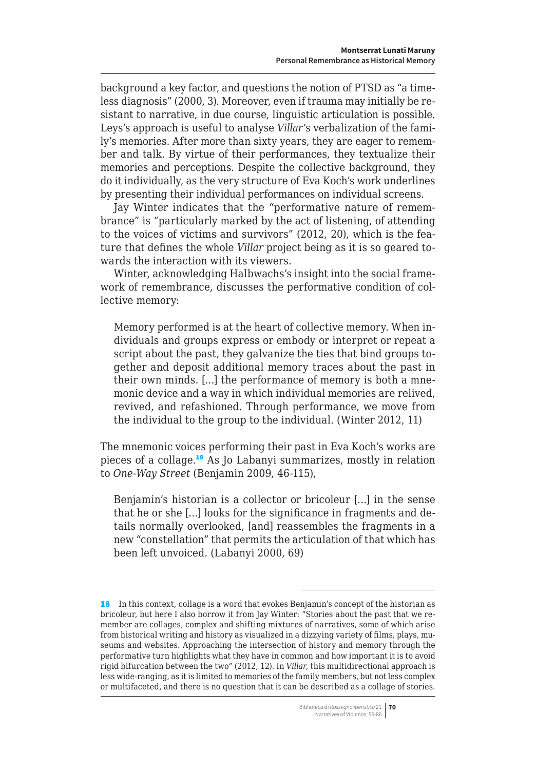background a key factor, and questions the notion of PTSD as "a timeless diagnosis" (2000, 3). Moreover, even if trauma may initially be resistant to narrative, in due course, linguistic articulation is possible. Leys's approach is useful to analyse *Villar*'s verbalization of the family's memories. After more than sixty years, they are eager to remember and talk. By virtue of their performances, they textualize their memories and perceptions. Despite the collective background, they do it individually, as the very structure of Eva Koch's work underlines by presenting their individual performances on individual screens.

Jay Winter indicates that the "performative nature of remembrance" is "particularly marked by the act of listening, of attending to the voices of victims and survivors" (2012, 20), which is the feature that defines the whole *Villar* project being as it is so geared towards the interaction with its viewers.

Winter, acknowledging Halbwachs's insight into the social framework of remembrance, discusses the performative condition of collective memory:

> Memory performed is at the heart of collective memory. When individuals and groups express or embody or interpret or repeat a script about the past, they galvanize the ties that bind groups together and deposit additional memory traces about the past in their own minds. […] the performance of memory is both a mnemonic device and a way in which individual memories are relived, revived, and refashioned. Through performance, we move from the individual to the group to the individual. (Winter 2012, 11)

The mnemonic voices performing their past in Eva Koch's works are pieces of a collage.[18] As Jo Labanyi summarizes, mostly in relation to *One-Way Street* (Benjamin 2009, 46-115),

> Benjamin's historian is a collector or bricoleur […] in the sense that he or she […] looks for the significance in fragments and details normally overlooked, [and] reassembles the fragments in a new "constellation" that permits the articulation of that which has been left unvoiced. (Labanyi 2000, 69)

---

18 In this context, collage is a word that evokes Benjamin's concept of the historian as bricoleur, but here I also borrow it from Jay Winter: "Stories about the past that we remember are collages, complex and shifting mixtures of narratives, some of which arise from historical writing and history as visualized in a dizzying variety of films, plays, museums and websites. Approaching the intersection of history and memory through the performative turn highlights what they have in common and how important it is to avoid rigid bifurcation between the two" (2012, 12). In *Villar*, this multidirectional approach is less wide-ranging, as it is limited to memories of the family members, but not less complex or multifaceted, and there is no question that it can be described as a collage of stories.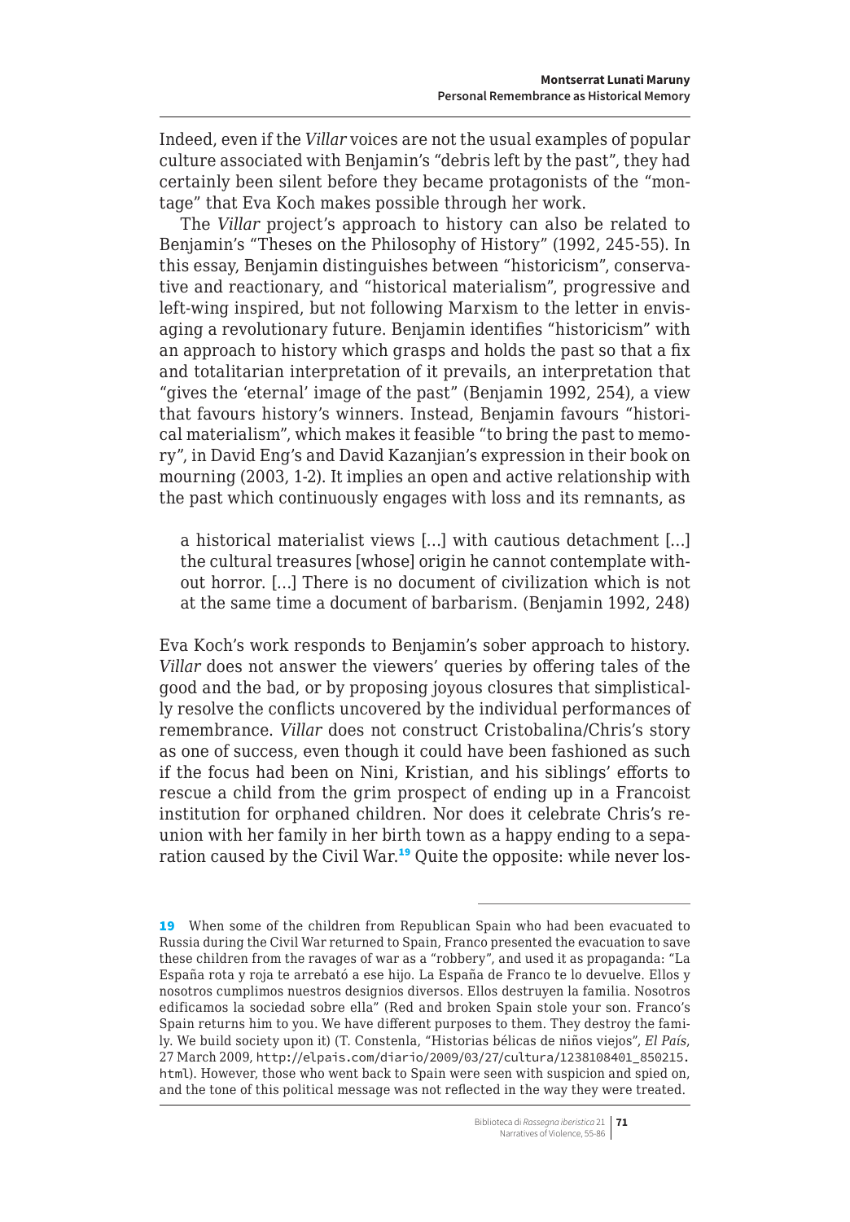Indeed, even if the *Villar* voices are not the usual examples of popular culture associated with Benjamin's "debris left by the past", they had certainly been silent before they became protagonists of the "montage" that Eva Koch makes possible through her work.

The *Villar* project's approach to history can also be related to Benjamin's "Theses on the Philosophy of History" (1992, 245-55). In this essay, Benjamin distinguishes between "historicism", conservative and reactionary, and "historical materialism", progressive and left-wing inspired, but not following Marxism to the letter in envisaging a revolutionary future. Benjamin identifies "historicism" with an approach to history which grasps and holds the past so that a fix and totalitarian interpretation of it prevails, an interpretation that "gives the 'eternal' image of the past" (Benjamin 1992, 254), a view that favours history's winners. Instead, Benjamin favours "historical materialism", which makes it feasible "to bring the past to memory", in David Eng's and David Kazanjian's expression in their book on mourning (2003, 1-2). It implies an open and active relationship with the past which continuously engages with loss and its remnants, as

> a historical materialist views […] with cautious detachment […] the cultural treasures [whose] origin he cannot contemplate without horror. […] There is no document of civilization which is not at the same time a document of barbarism. (Benjamin 1992, 248)

Eva Koch's work responds to Benjamin's sober approach to history. *Villar* does not answer the viewers' queries by offering tales of the good and the bad, or by proposing joyous closures that simplistically resolve the conflicts uncovered by the individual performances of remembrance. *Villar* does not construct Cristobalina/Chris's story as one of success, even though it could have been fashioned as such if the focus had been on Nini, Kristian, and his siblings' efforts to rescue a child from the grim prospect of ending up in a Francoist institution for orphaned children. Nor does it celebrate Chris's reunion with her family in her birth town as a happy ending to a separation caused by the Civil War.[19] Quite the opposite: while never los-

---

[19] When some of the children from Republican Spain who had been evacuated to Russia during the Civil War returned to Spain, Franco presented the evacuation to save these children from the ravages of war as a "robbery", and used it as propaganda: "La España rota y roja te arrebató a ese hijo. La España de Franco te lo devuelve. Ellos y nosotros cumplimos nuestros designios diversos. Ellos destruyen la familia. Nosotros edificamos la sociedad sobre ella" (Red and broken Spain stole your son. Franco's Spain returns him to you. We have different purposes to them. They destroy the family. We build society upon it) (T. Constenla, "Historias bélicas de niños viejos", *El País*, 27 March 2009, http://elpais.com/diario/2009/03/27/cultura/1238108401_850215.html). However, those who went back to Spain were seen with suspicion and spied on, and the tone of this political message was not reflected in the way they were treated.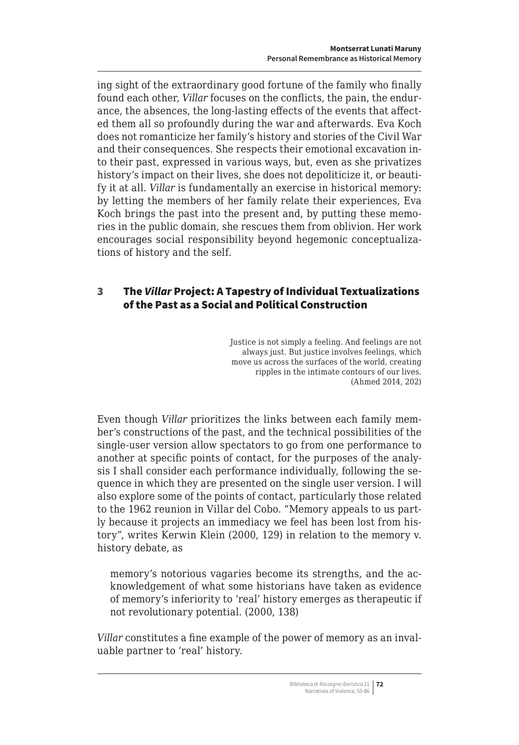ing sight of the extraordinary good fortune of the family who finally found each other, *Villar* focuses on the conflicts, the pain, the endurance, the absences, the long-lasting effects of the events that affected them all so profoundly during the war and afterwards. Eva Koch does not romanticize her family's history and stories of the Civil War and their consequences. She respects their emotional excavation into their past, expressed in various ways, but, even as she privatizes history's impact on their lives, she does not depoliticize it, or beautify it at all. *Villar* is fundamentally an exercise in historical memory: by letting the members of her family relate their experiences, Eva Koch brings the past into the present and, by putting these memories in the public domain, she rescues them from oblivion. Her work encourages social responsibility beyond hegemonic conceptualizations of history and the self.

## 3 The *Villar* Project: A Tapestry of Individual Textualizations of the Past as a Social and Political Construction

> Justice is not simply a feeling. And feelings are not always just. But justice involves feelings, which move us across the surfaces of the world, creating ripples in the intimate contours of our lives. (Ahmed 2014, 202)

Even though *Villar* prioritizes the links between each family member's constructions of the past, and the technical possibilities of the single-user version allow spectators to go from one performance to another at specific points of contact, for the purposes of the analysis I shall consider each performance individually, following the sequence in which they are presented on the single user version. I will also explore some of the points of contact, particularly those related to the 1962 reunion in Villar del Cobo. "Memory appeals to us partly because it projects an immediacy we feel has been lost from history", writes Kerwin Klein (2000, 129) in relation to the memory v. history debate, as

> memory's notorious vagaries become its strengths, and the acknowledgement of what some historians have taken as evidence of memory's inferiority to 'real' history emerges as therapeutic if not revolutionary potential. (2000, 138)

*Villar* constitutes a fine example of the power of memory as an invaluable partner to 'real' history.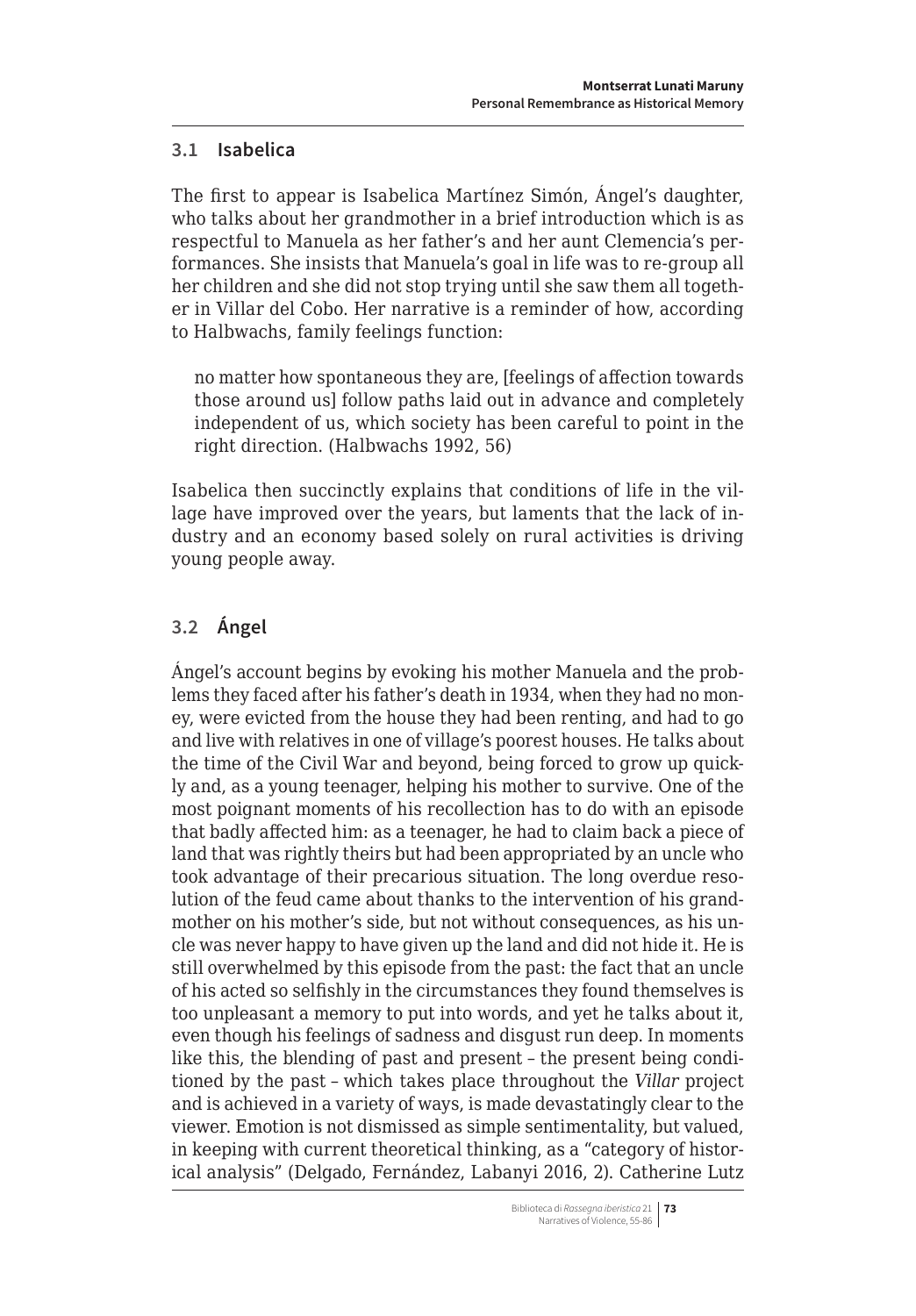### 3.1 Isabelica

The first to appear is Isabelica Martínez Simón, Ángel's daughter, who talks about her grandmother in a brief introduction which is as respectful to Manuela as her father's and her aunt Clemencia's performances. She insists that Manuela's goal in life was to re-group all her children and she did not stop trying until she saw them all together in Villar del Cobo. Her narrative is a reminder of how, according to Halbwachs, family feelings function:

> no matter how spontaneous they are, [feelings of affection towards those around us] follow paths laid out in advance and completely independent of us, which society has been careful to point in the right direction. (Halbwachs 1992, 56)

Isabelica then succinctly explains that conditions of life in the village have improved over the years, but laments that the lack of industry and an economy based solely on rural activities is driving young people away.

### 3.2 Ángel

Ángel's account begins by evoking his mother Manuela and the problems they faced after his father's death in 1934, when they had no money, were evicted from the house they had been renting, and had to go and live with relatives in one of village's poorest houses. He talks about the time of the Civil War and beyond, being forced to grow up quickly and, as a young teenager, helping his mother to survive. One of the most poignant moments of his recollection has to do with an episode that badly affected him: as a teenager, he had to claim back a piece of land that was rightly theirs but had been appropriated by an uncle who took advantage of their precarious situation. The long overdue resolution of the feud came about thanks to the intervention of his grandmother on his mother's side, but not without consequences, as his uncle was never happy to have given up the land and did not hide it. He is still overwhelmed by this episode from the past: the fact that an uncle of his acted so selfishly in the circumstances they found themselves is too unpleasant a memory to put into words, and yet he talks about it, even though his feelings of sadness and disgust run deep. In moments like this, the blending of past and present – the present being conditioned by the past – which takes place throughout the *Villar* project and is achieved in a variety of ways, is made devastatingly clear to the viewer. Emotion is not dismissed as simple sentimentality, but valued, in keeping with current theoretical thinking, as a "category of historical analysis" (Delgado, Fernández, Labanyi 2016, 2). Catherine Lutz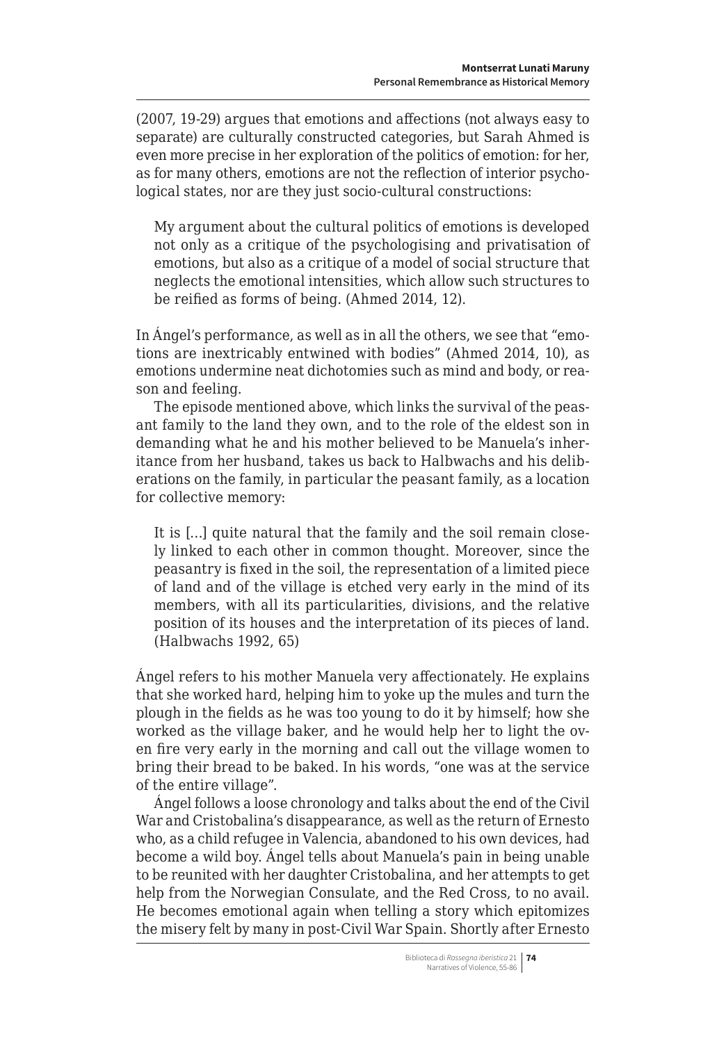(2007, 19-29) argues that emotions and affections (not always easy to separate) are culturally constructed categories, but Sarah Ahmed is even more precise in her exploration of the politics of emotion: for her, as for many others, emotions are not the reflection of interior psychological states, nor are they just socio-cultural constructions:

> My argument about the cultural politics of emotions is developed not only as a critique of the psychologising and privatisation of emotions, but also as a critique of a model of social structure that neglects the emotional intensities, which allow such structures to be reified as forms of being. (Ahmed 2014, 12).

In Ángel's performance, as well as in all the others, we see that "emotions are inextricably entwined with bodies" (Ahmed 2014, 10), as emotions undermine neat dichotomies such as mind and body, or reason and feeling.

The episode mentioned above, which links the survival of the peasant family to the land they own, and to the role of the eldest son in demanding what he and his mother believed to be Manuela's inheritance from her husband, takes us back to Halbwachs and his deliberations on the family, in particular the peasant family, as a location for collective memory:

> It is […] quite natural that the family and the soil remain closely linked to each other in common thought. Moreover, since the peasantry is fixed in the soil, the representation of a limited piece of land and of the village is etched very early in the mind of its members, with all its particularities, divisions, and the relative position of its houses and the interpretation of its pieces of land. (Halbwachs 1992, 65)

Ángel refers to his mother Manuela very affectionately. He explains that she worked hard, helping him to yoke up the mules and turn the plough in the fields as he was too young to do it by himself; how she worked as the village baker, and he would help her to light the oven fire very early in the morning and call out the village women to bring their bread to be baked. In his words, "one was at the service of the entire village".

Ángel follows a loose chronology and talks about the end of the Civil War and Cristobalina's disappearance, as well as the return of Ernesto who, as a child refugee in Valencia, abandoned to his own devices, had become a wild boy. Ángel tells about Manuela's pain in being unable to be reunited with her daughter Cristobalina, and her attempts to get help from the Norwegian Consulate, and the Red Cross, to no avail. He becomes emotional again when telling a story which epitomizes the misery felt by many in post-Civil War Spain. Shortly after Ernesto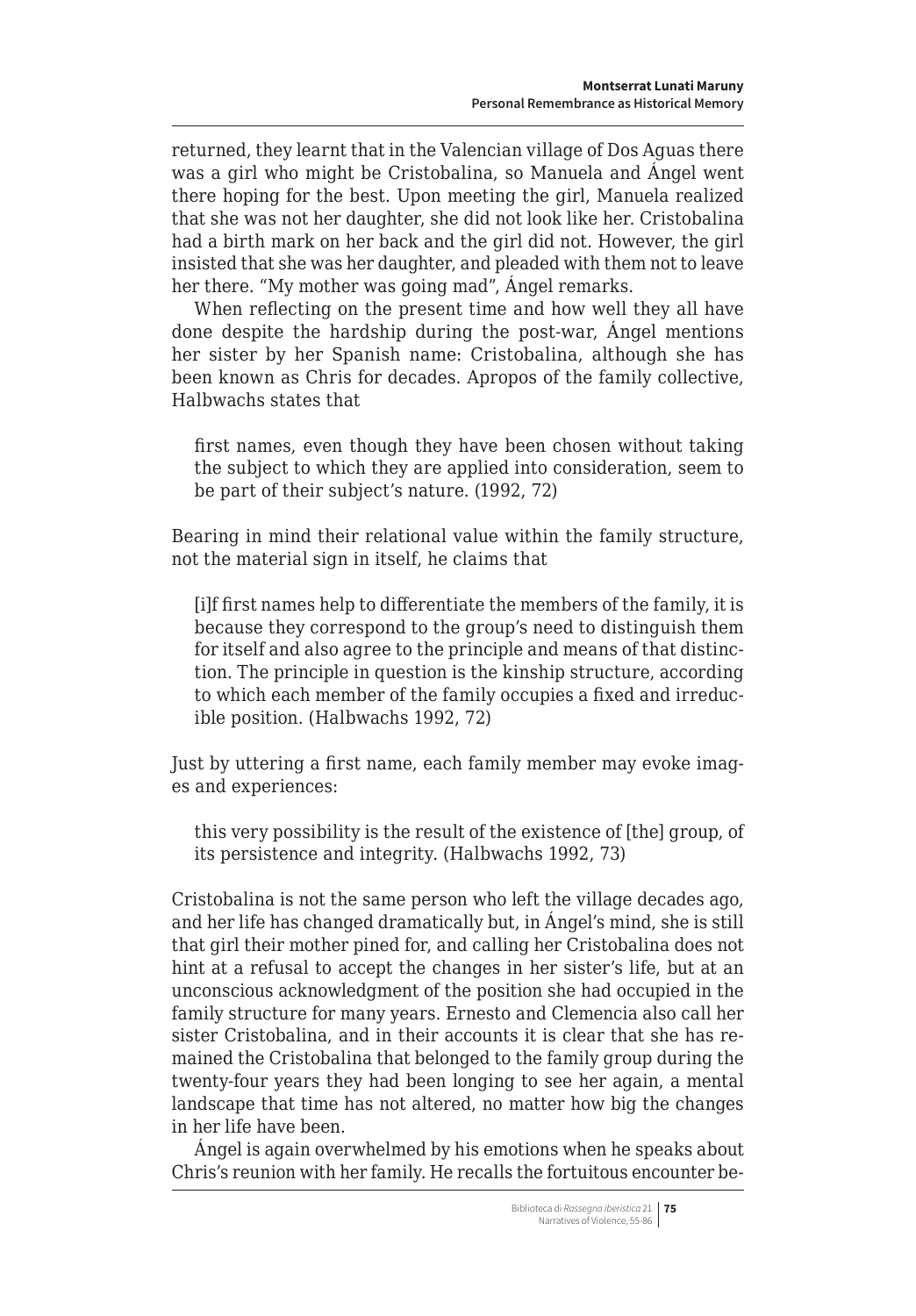returned, they learnt that in the Valencian village of Dos Aguas there was a girl who might be Cristobalina, so Manuela and Ángel went there hoping for the best. Upon meeting the girl, Manuela realized that she was not her daughter, she did not look like her. Cristobalina had a birth mark on her back and the girl did not. However, the girl insisted that she was her daughter, and pleaded with them not to leave her there. "My mother was going mad", Ángel remarks.

When reflecting on the present time and how well they all have done despite the hardship during the post-war, Ángel mentions her sister by her Spanish name: Cristobalina, although she has been known as Chris for decades. Apropos of the family collective, Halbwachs states that

> first names, even though they have been chosen without taking the subject to which they are applied into consideration, seem to be part of their subject's nature. (1992, 72)

Bearing in mind their relational value within the family structure, not the material sign in itself, he claims that

> [i]f first names help to differentiate the members of the family, it is because they correspond to the group's need to distinguish them for itself and also agree to the principle and means of that distinction. The principle in question is the kinship structure, according to which each member of the family occupies a fixed and irreducible position. (Halbwachs 1992, 72)

Just by uttering a first name, each family member may evoke images and experiences:

> this very possibility is the result of the existence of [the] group, of its persistence and integrity. (Halbwachs 1992, 73)

Cristobalina is not the same person who left the village decades ago, and her life has changed dramatically but, in Ángel's mind, she is still that girl their mother pined for, and calling her Cristobalina does not hint at a refusal to accept the changes in her sister's life, but at an unconscious acknowledgment of the position she had occupied in the family structure for many years. Ernesto and Clemencia also call her sister Cristobalina, and in their accounts it is clear that she has remained the Cristobalina that belonged to the family group during the twenty-four years they had been longing to see her again, a mental landscape that time has not altered, no matter how big the changes in her life have been.

Ángel is again overwhelmed by his emotions when he speaks about Chris's reunion with her family. He recalls the fortuitous encounter be-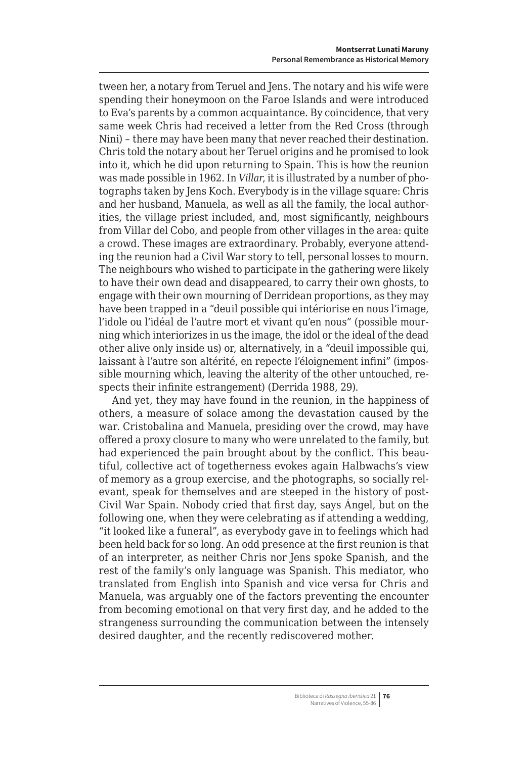tween her, a notary from Teruel and Jens. The notary and his wife were spending their honeymoon on the Faroe Islands and were introduced to Eva's parents by a common acquaintance. By coincidence, that very same week Chris had received a letter from the Red Cross (through Nini) – there may have been many that never reached their destination. Chris told the notary about her Teruel origins and he promised to look into it, which he did upon returning to Spain. This is how the reunion was made possible in 1962. In *Villar*, it is illustrated by a number of photographs taken by Jens Koch. Everybody is in the village square: Chris and her husband, Manuela, as well as all the family, the local authorities, the village priest included, and, most significantly, neighbours from Villar del Cobo, and people from other villages in the area: quite a crowd. These images are extraordinary. Probably, everyone attending the reunion had a Civil War story to tell, personal losses to mourn. The neighbours who wished to participate in the gathering were likely to have their own dead and disappeared, to carry their own ghosts, to engage with their own mourning of Derridean proportions, as they may have been trapped in a "deuil possible qui intériorise en nous l'image, l'idole ou l'idéal de l'autre mort et vivant qu'en nous" (possible mourning which interiorizes in us the image, the idol or the ideal of the dead other alive only inside us) or, alternatively, in a "deuil impossible qui, laissant à l'autre son altérité, en repecte l'éloignement infini" (impossible mourning which, leaving the alterity of the other untouched, respects their infinite estrangement) (Derrida 1988, 29).

And yet, they may have found in the reunion, in the happiness of others, a measure of solace among the devastation caused by the war. Cristobalina and Manuela, presiding over the crowd, may have offered a proxy closure to many who were unrelated to the family, but had experienced the pain brought about by the conflict. This beautiful, collective act of togetherness evokes again Halbwachs's view of memory as a group exercise, and the photographs, so socially relevant, speak for themselves and are steeped in the history of post-Civil War Spain. Nobody cried that first day, says Ángel, but on the following one, when they were celebrating as if attending a wedding, "it looked like a funeral", as everybody gave in to feelings which had been held back for so long. An odd presence at the first reunion is that of an interpreter, as neither Chris nor Jens spoke Spanish, and the rest of the family's only language was Spanish. This mediator, who translated from English into Spanish and vice versa for Chris and Manuela, was arguably one of the factors preventing the encounter from becoming emotional on that very first day, and he added to the strangeness surrounding the communication between the intensely desired daughter, and the recently rediscovered mother.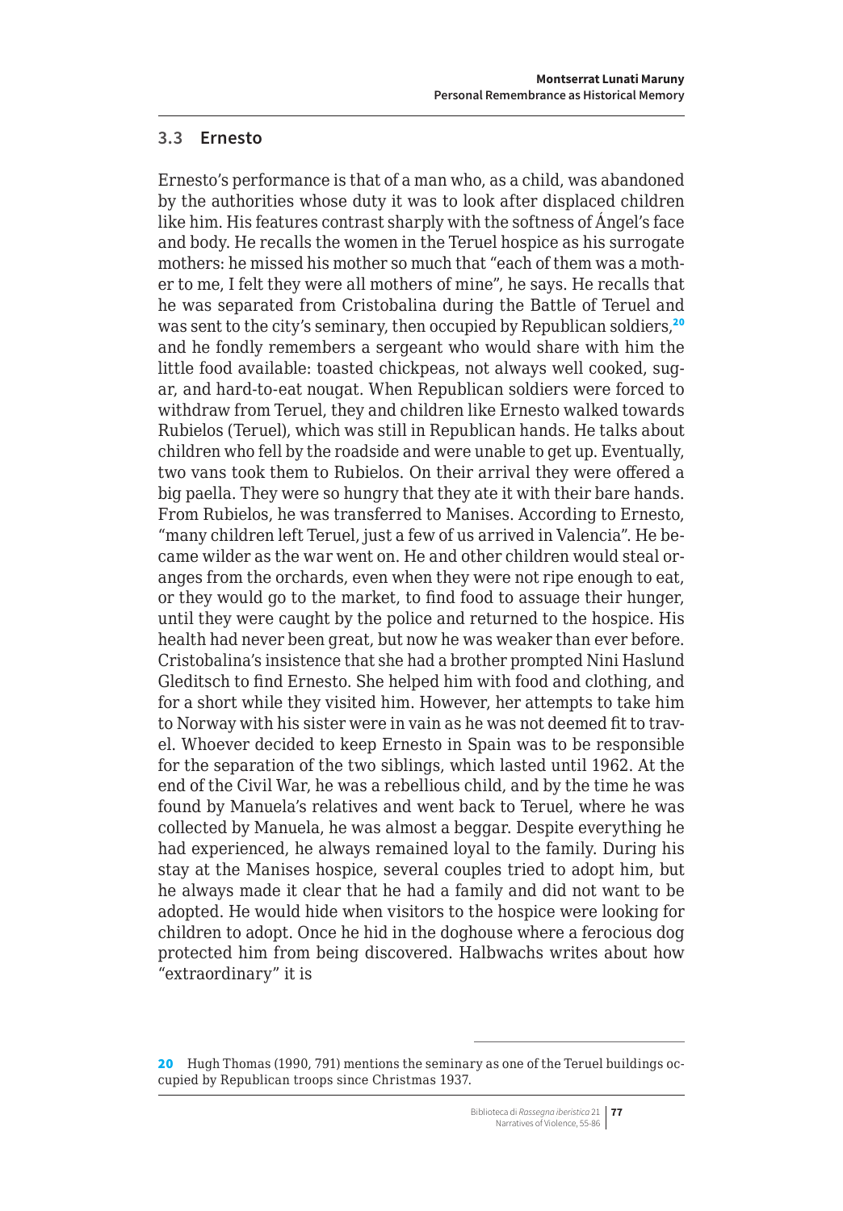### 3.3 Ernesto

Ernesto's performance is that of a man who, as a child, was abandoned by the authorities whose duty it was to look after displaced children like him. His features contrast sharply with the softness of Ángel's face and body. He recalls the women in the Teruel hospice as his surrogate mothers: he missed his mother so much that "each of them was a mother to me, I felt they were all mothers of mine", he says. He recalls that he was separated from Cristobalina during the Battle of Teruel and was sent to the city's seminary, then occupied by Republican soldiers,[20] and he fondly remembers a sergeant who would share with him the little food available: toasted chickpeas, not always well cooked, sugar, and hard-to-eat nougat. When Republican soldiers were forced to withdraw from Teruel, they and children like Ernesto walked towards Rubielos (Teruel), which was still in Republican hands. He talks about children who fell by the roadside and were unable to get up. Eventually, two vans took them to Rubielos. On their arrival they were offered a big paella. They were so hungry that they ate it with their bare hands. From Rubielos, he was transferred to Manises. According to Ernesto, "many children left Teruel, just a few of us arrived in Valencia". He became wilder as the war went on. He and other children would steal oranges from the orchards, even when they were not ripe enough to eat, or they would go to the market, to find food to assuage their hunger, until they were caught by the police and returned to the hospice. His health had never been great, but now he was weaker than ever before. Cristobalina's insistence that she had a brother prompted Nini Haslund Gleditsch to find Ernesto. She helped him with food and clothing, and for a short while they visited him. However, her attempts to take him to Norway with his sister were in vain as he was not deemed fit to travel. Whoever decided to keep Ernesto in Spain was to be responsible for the separation of the two siblings, which lasted until 1962. At the end of the Civil War, he was a rebellious child, and by the time he was found by Manuela's relatives and went back to Teruel, where he was collected by Manuela, he was almost a beggar. Despite everything he had experienced, he always remained loyal to the family. During his stay at the Manises hospice, several couples tried to adopt him, but he always made it clear that he had a family and did not want to be adopted. He would hide when visitors to the hospice were looking for children to adopt. Once he hid in the doghouse where a ferocious dog protected him from being discovered. Halbwachs writes about how "extraordinary" it is

[20] Hugh Thomas (1990, 791) mentions the seminary as one of the Teruel buildings occupied by Republican troops since Christmas 1937.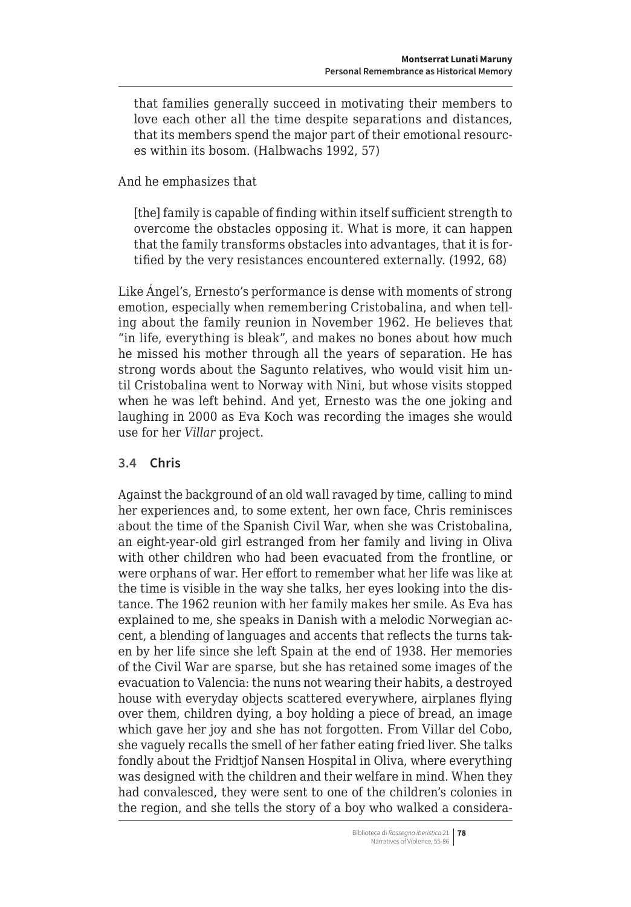> that families generally succeed in motivating their members to love each other all the time despite separations and distances, that its members spend the major part of their emotional resources within its bosom. (Halbwachs 1992, 57)

And he emphasizes that

> [the] family is capable of finding within itself sufficient strength to overcome the obstacles opposing it. What is more, it can happen that the family transforms obstacles into advantages, that it is fortified by the very resistances encountered externally. (1992, 68)

Like Ángel's, Ernesto's performance is dense with moments of strong emotion, especially when remembering Cristobalina, and when telling about the family reunion in November 1962. He believes that "in life, everything is bleak", and makes no bones about how much he missed his mother through all the years of separation. He has strong words about the Sagunto relatives, who would visit him until Cristobalina went to Norway with Nini, but whose visits stopped when he was left behind. And yet, Ernesto was the one joking and laughing in 2000 as Eva Koch was recording the images she would use for her *Villar* project.

### 3.4 Chris

Against the background of an old wall ravaged by time, calling to mind her experiences and, to some extent, her own face, Chris reminisces about the time of the Spanish Civil War, when she was Cristobalina, an eight-year-old girl estranged from her family and living in Oliva with other children who had been evacuated from the frontline, or were orphans of war. Her effort to remember what her life was like at the time is visible in the way she talks, her eyes looking into the distance. The 1962 reunion with her family makes her smile. As Eva has explained to me, she speaks in Danish with a melodic Norwegian accent, a blending of languages and accents that reflects the turns taken by her life since she left Spain at the end of 1938. Her memories of the Civil War are sparse, but she has retained some images of the evacuation to Valencia: the nuns not wearing their habits, a destroyed house with everyday objects scattered everywhere, airplanes flying over them, children dying, a boy holding a piece of bread, an image which gave her joy and she has not forgotten. From Villar del Cobo, she vaguely recalls the smell of her father eating fried liver. She talks fondly about the Fridtjof Nansen Hospital in Oliva, where everything was designed with the children and their welfare in mind. When they had convalesced, they were sent to one of the children's colonies in the region, and she tells the story of a boy who walked a considera-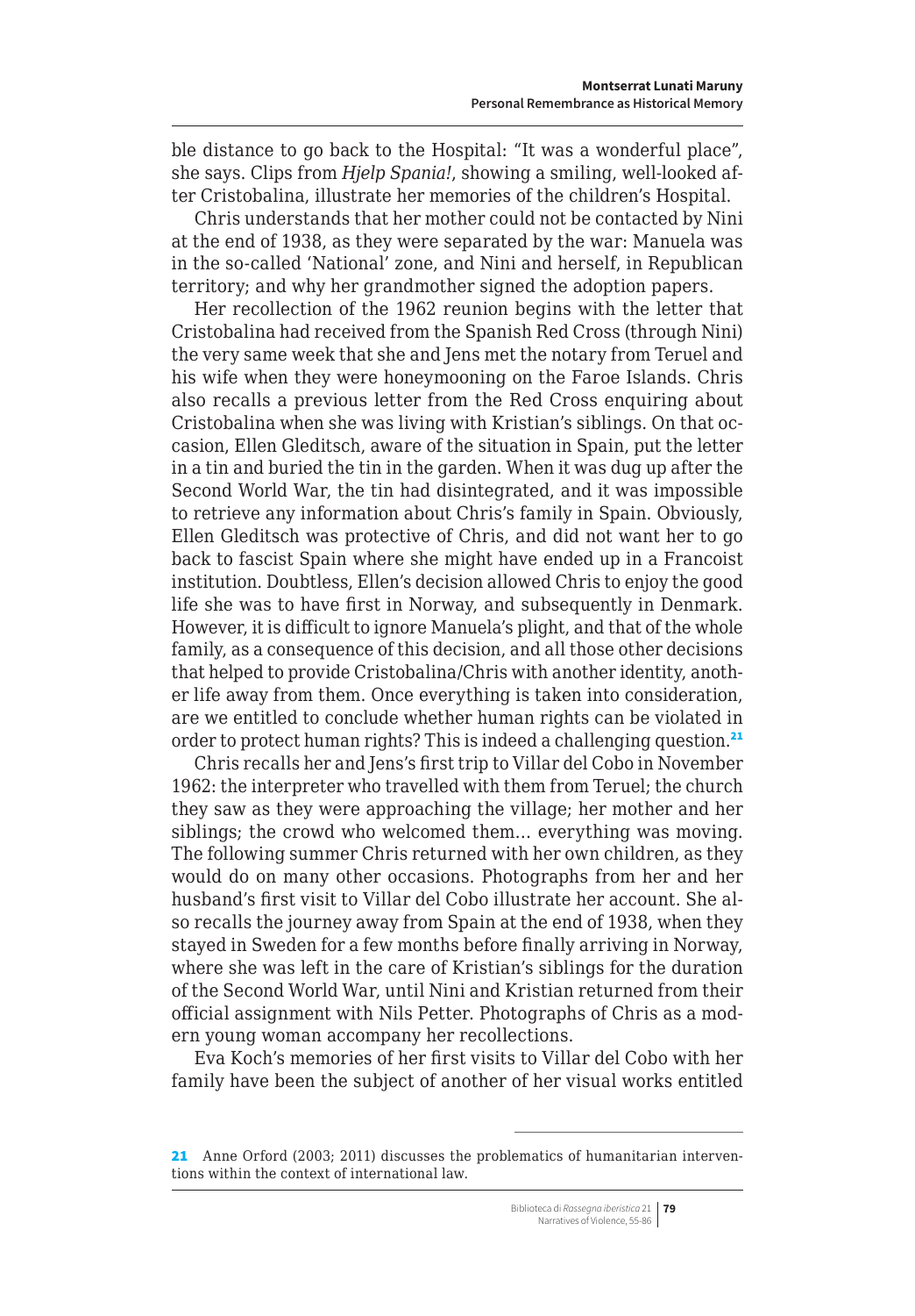ble distance to go back to the Hospital: "It was a wonderful place", she says. Clips from *Hjelp Spania!*, showing a smiling, well-looked after Cristobalina, illustrate her memories of the children's Hospital.

Chris understands that her mother could not be contacted by Nini at the end of 1938, as they were separated by the war: Manuela was in the so-called 'National' zone, and Nini and herself, in Republican territory; and why her grandmother signed the adoption papers.

Her recollection of the 1962 reunion begins with the letter that Cristobalina had received from the Spanish Red Cross (through Nini) the very same week that she and Jens met the notary from Teruel and his wife when they were honeymooning on the Faroe Islands. Chris also recalls a previous letter from the Red Cross enquiring about Cristobalina when she was living with Kristian's siblings. On that occasion, Ellen Gleditsch, aware of the situation in Spain, put the letter in a tin and buried the tin in the garden. When it was dug up after the Second World War, the tin had disintegrated, and it was impossible to retrieve any information about Chris's family in Spain. Obviously, Ellen Gleditsch was protective of Chris, and did not want her to go back to fascist Spain where she might have ended up in a Francoist institution. Doubtless, Ellen's decision allowed Chris to enjoy the good life she was to have first in Norway, and subsequently in Denmark. However, it is difficult to ignore Manuela's plight, and that of the whole family, as a consequence of this decision, and all those other decisions that helped to provide Cristobalina/Chris with another identity, another life away from them. Once everything is taken into consideration, are we entitled to conclude whether human rights can be violated in order to protect human rights? This is indeed a challenging question.[21]

Chris recalls her and Jens's first trip to Villar del Cobo in November 1962: the interpreter who travelled with them from Teruel; the church they saw as they were approaching the village; her mother and her siblings; the crowd who welcomed them… everything was moving. The following summer Chris returned with her own children, as they would do on many other occasions. Photographs from her and her husband's first visit to Villar del Cobo illustrate her account. She also recalls the journey away from Spain at the end of 1938, when they stayed in Sweden for a few months before finally arriving in Norway, where she was left in the care of Kristian's siblings for the duration of the Second World War, until Nini and Kristian returned from their official assignment with Nils Petter. Photographs of Chris as a modern young woman accompany her recollections.

Eva Koch's memories of her first visits to Villar del Cobo with her family have been the subject of another of her visual works entitled

---

21 Anne Orford (2003; 2011) discusses the problematics of humanitarian interventions within the context of international law.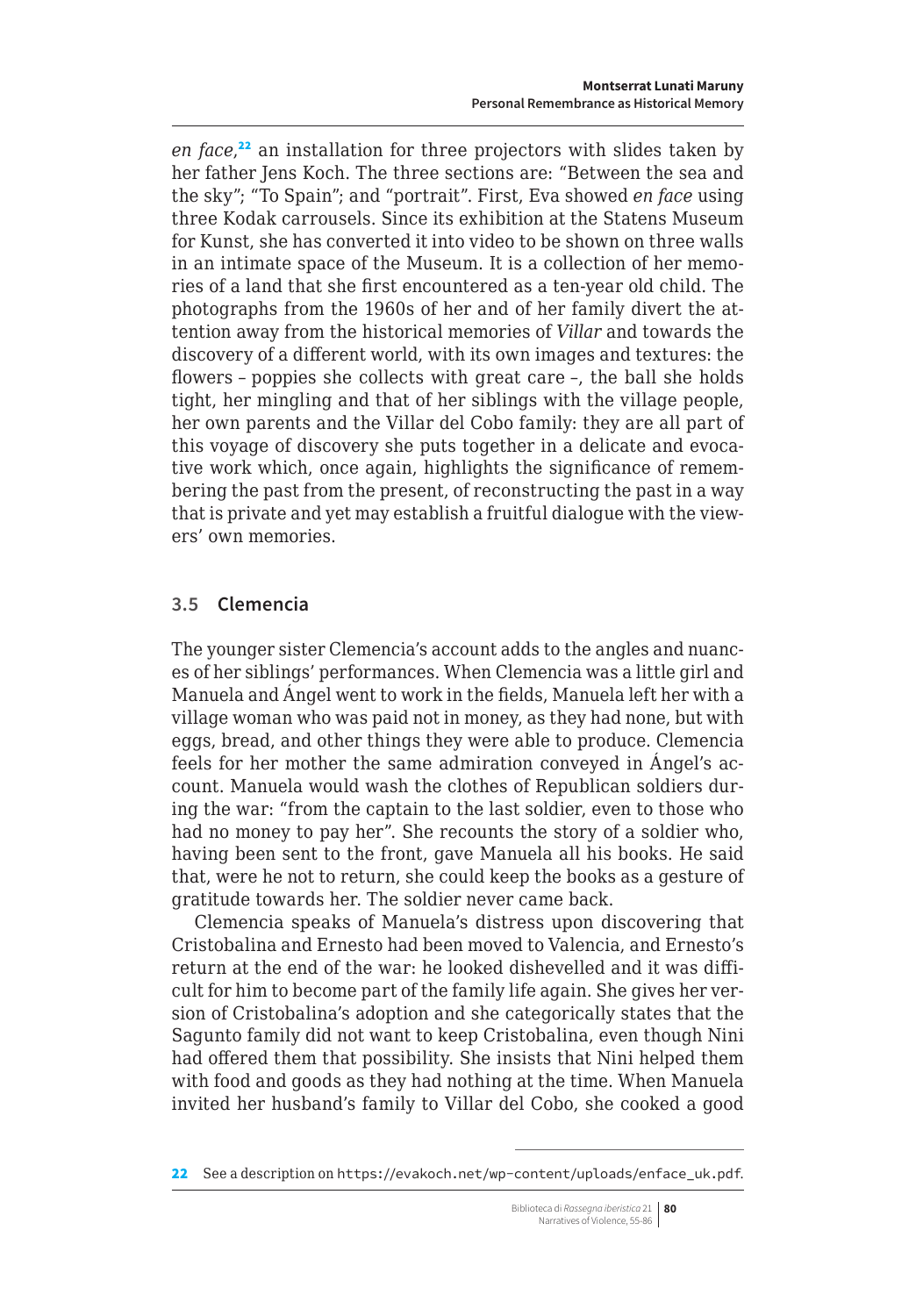*en face*,[22] an installation for three projectors with slides taken by her father Jens Koch. The three sections are: "Between the sea and the sky"; "To Spain"; and "portrait". First, Eva showed *en face* using three Kodak carrousels. Since its exhibition at the Statens Museum for Kunst, she has converted it into video to be shown on three walls in an intimate space of the Museum. It is a collection of her memories of a land that she first encountered as a ten-year old child. The photographs from the 1960s of her and of her family divert the attention away from the historical memories of *Villar* and towards the discovery of a different world, with its own images and textures: the flowers – poppies she collects with great care –, the ball she holds tight, her mingling and that of her siblings with the village people, her own parents and the Villar del Cobo family: they are all part of this voyage of discovery she puts together in a delicate and evocative work which, once again, highlights the significance of remembering the past from the present, of reconstructing the past in a way that is private and yet may establish a fruitful dialogue with the viewers' own memories.

### 3.5 Clemencia

The younger sister Clemencia's account adds to the angles and nuances of her siblings' performances. When Clemencia was a little girl and Manuela and Ángel went to work in the fields, Manuela left her with a village woman who was paid not in money, as they had none, but with eggs, bread, and other things they were able to produce. Clemencia feels for her mother the same admiration conveyed in Ángel's account. Manuela would wash the clothes of Republican soldiers during the war: "from the captain to the last soldier, even to those who had no money to pay her". She recounts the story of a soldier who, having been sent to the front, gave Manuela all his books. He said that, were he not to return, she could keep the books as a gesture of gratitude towards her. The soldier never came back.

Clemencia speaks of Manuela's distress upon discovering that Cristobalina and Ernesto had been moved to Valencia, and Ernesto's return at the end of the war: he looked dishevelled and it was difficult for him to become part of the family life again. She gives her version of Cristobalina's adoption and she categorically states that the Sagunto family did not want to keep Cristobalina, even though Nini had offered them that possibility. She insists that Nini helped them with food and goods as they had nothing at the time. When Manuela invited her husband's family to Villar del Cobo, she cooked a good

---

22 See a description on https://evakoch.net/wp-content/uploads/enface_uk.pdf.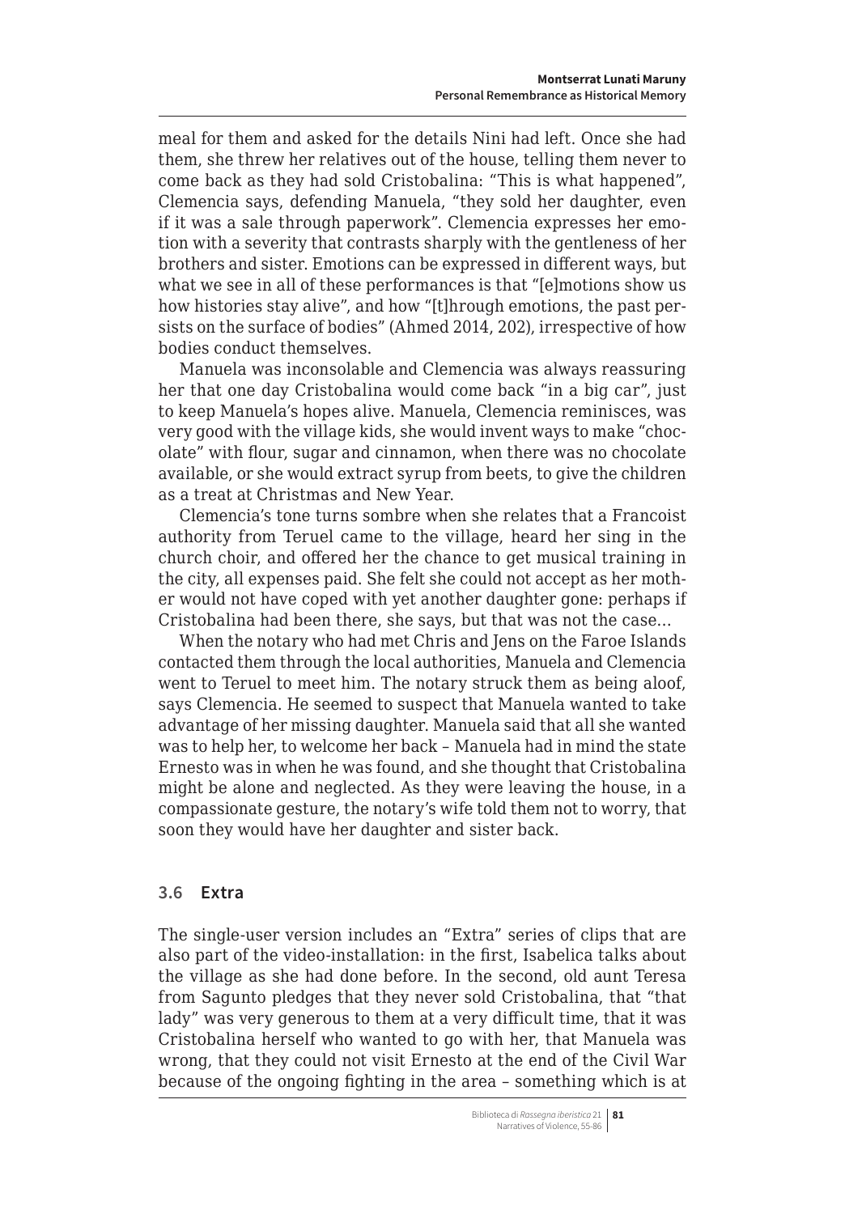meal for them and asked for the details Nini had left. Once she had them, she threw her relatives out of the house, telling them never to come back as they had sold Cristobalina: "This is what happened", Clemencia says, defending Manuela, "they sold her daughter, even if it was a sale through paperwork". Clemencia expresses her emotion with a severity that contrasts sharply with the gentleness of her brothers and sister. Emotions can be expressed in different ways, but what we see in all of these performances is that "[e]motions show us how histories stay alive", and how "[t]hrough emotions, the past persists on the surface of bodies" (Ahmed 2014, 202), irrespective of how bodies conduct themselves.

Manuela was inconsolable and Clemencia was always reassuring her that one day Cristobalina would come back "in a big car", just to keep Manuela's hopes alive. Manuela, Clemencia reminisces, was very good with the village kids, she would invent ways to make "chocolate" with flour, sugar and cinnamon, when there was no chocolate available, or she would extract syrup from beets, to give the children as a treat at Christmas and New Year.

Clemencia's tone turns sombre when she relates that a Francoist authority from Teruel came to the village, heard her sing in the church choir, and offered her the chance to get musical training in the city, all expenses paid. She felt she could not accept as her mother would not have coped with yet another daughter gone: perhaps if Cristobalina had been there, she says, but that was not the case…

When the notary who had met Chris and Jens on the Faroe Islands contacted them through the local authorities, Manuela and Clemencia went to Teruel to meet him. The notary struck them as being aloof, says Clemencia. He seemed to suspect that Manuela wanted to take advantage of her missing daughter. Manuela said that all she wanted was to help her, to welcome her back – Manuela had in mind the state Ernesto was in when he was found, and she thought that Cristobalina might be alone and neglected. As they were leaving the house, in a compassionate gesture, the notary's wife told them not to worry, that soon they would have her daughter and sister back.

### 3.6 Extra

The single-user version includes an "Extra" series of clips that are also part of the video-installation: in the first, Isabelica talks about the village as she had done before. In the second, old aunt Teresa from Sagunto pledges that they never sold Cristobalina, that "that lady" was very generous to them at a very difficult time, that it was Cristobalina herself who wanted to go with her, that Manuela was wrong, that they could not visit Ernesto at the end of the Civil War because of the ongoing fighting in the area – something which is at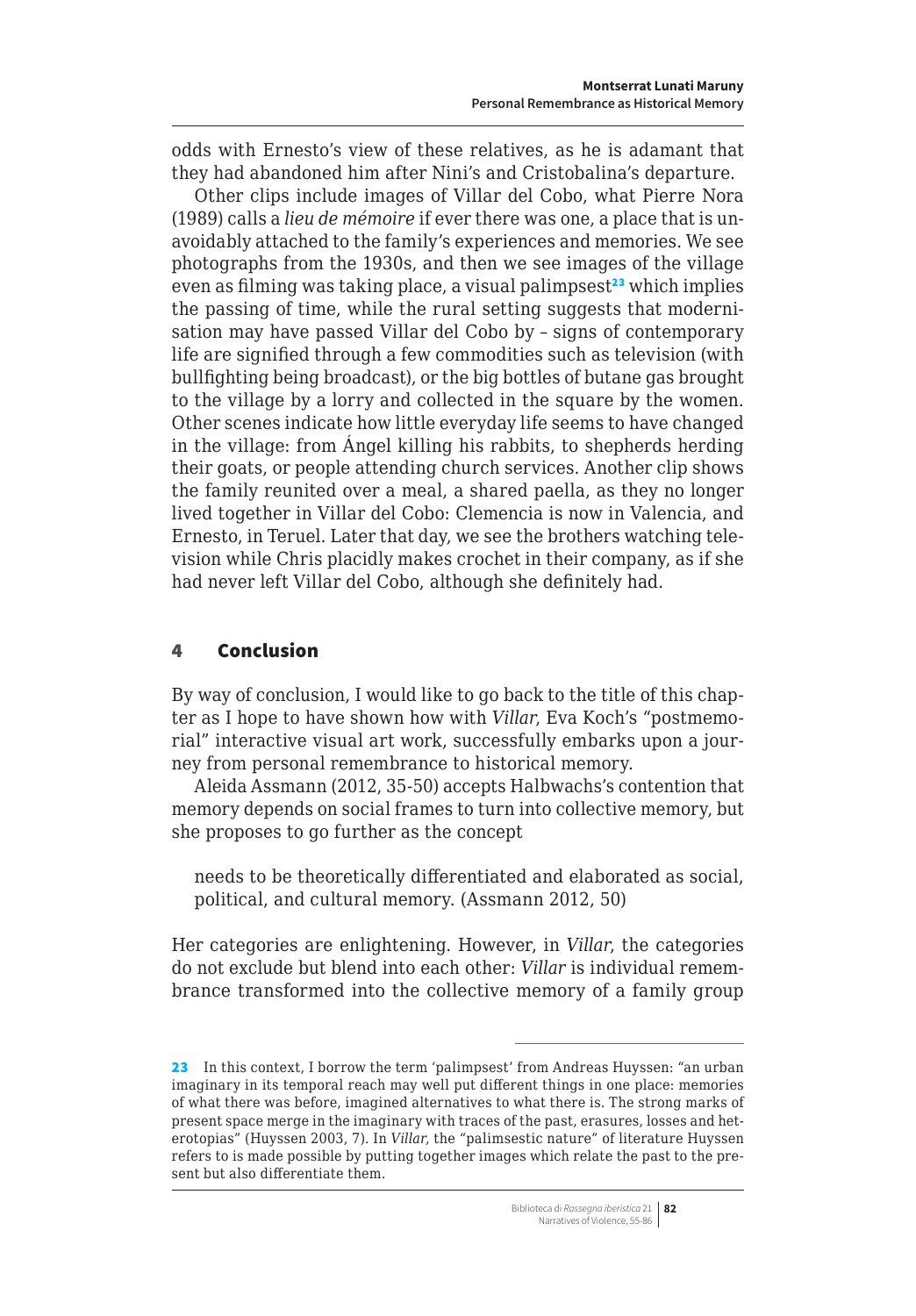odds with Ernesto's view of these relatives, as he is adamant that they had abandoned him after Nini's and Cristobalina's departure.

Other clips include images of Villar del Cobo, what Pierre Nora (1989) calls a *lieu de mémoire* if ever there was one, a place that is unavoidably attached to the family's experiences and memories. We see photographs from the 1930s, and then we see images of the village even as filming was taking place, a visual palimpsest[23] which implies the passing of time, while the rural setting suggests that modernisation may have passed Villar del Cobo by – signs of contemporary life are signified through a few commodities such as television (with bullfighting being broadcast), or the big bottles of butane gas brought to the village by a lorry and collected in the square by the women. Other scenes indicate how little everyday life seems to have changed in the village: from Ángel killing his rabbits, to shepherds herding their goats, or people attending church services. Another clip shows the family reunited over a meal, a shared paella, as they no longer lived together in Villar del Cobo: Clemencia is now in Valencia, and Ernesto, in Teruel. Later that day, we see the brothers watching television while Chris placidly makes crochet in their company, as if she had never left Villar del Cobo, although she definitely had.

## 4 Conclusion

By way of conclusion, I would like to go back to the title of this chapter as I hope to have shown how with *Villar*, Eva Koch's "postmemorial" interactive visual art work, successfully embarks upon a journey from personal remembrance to historical memory.

Aleida Assmann (2012, 35-50) accepts Halbwachs's contention that memory depends on social frames to turn into collective memory, but she proposes to go further as the concept

> needs to be theoretically differentiated and elaborated as social, political, and cultural memory. (Assmann 2012, 50)

Her categories are enlightening. However, in *Villar*, the categories do not exclude but blend into each other: *Villar* is individual remembrance transformed into the collective memory of a family group

---

23 In this context, I borrow the term 'palimpsest' from Andreas Huyssen: "an urban imaginary in its temporal reach may well put different things in one place: memories of what there was before, imagined alternatives to what there is. The strong marks of present space merge in the imaginary with traces of the past, erasures, losses and heterotopias" (Huyssen 2003, 7). In *Villar*, the "palimsestic nature" of literature Huyssen refers to is made possible by putting together images which relate the past to the present but also differentiate them.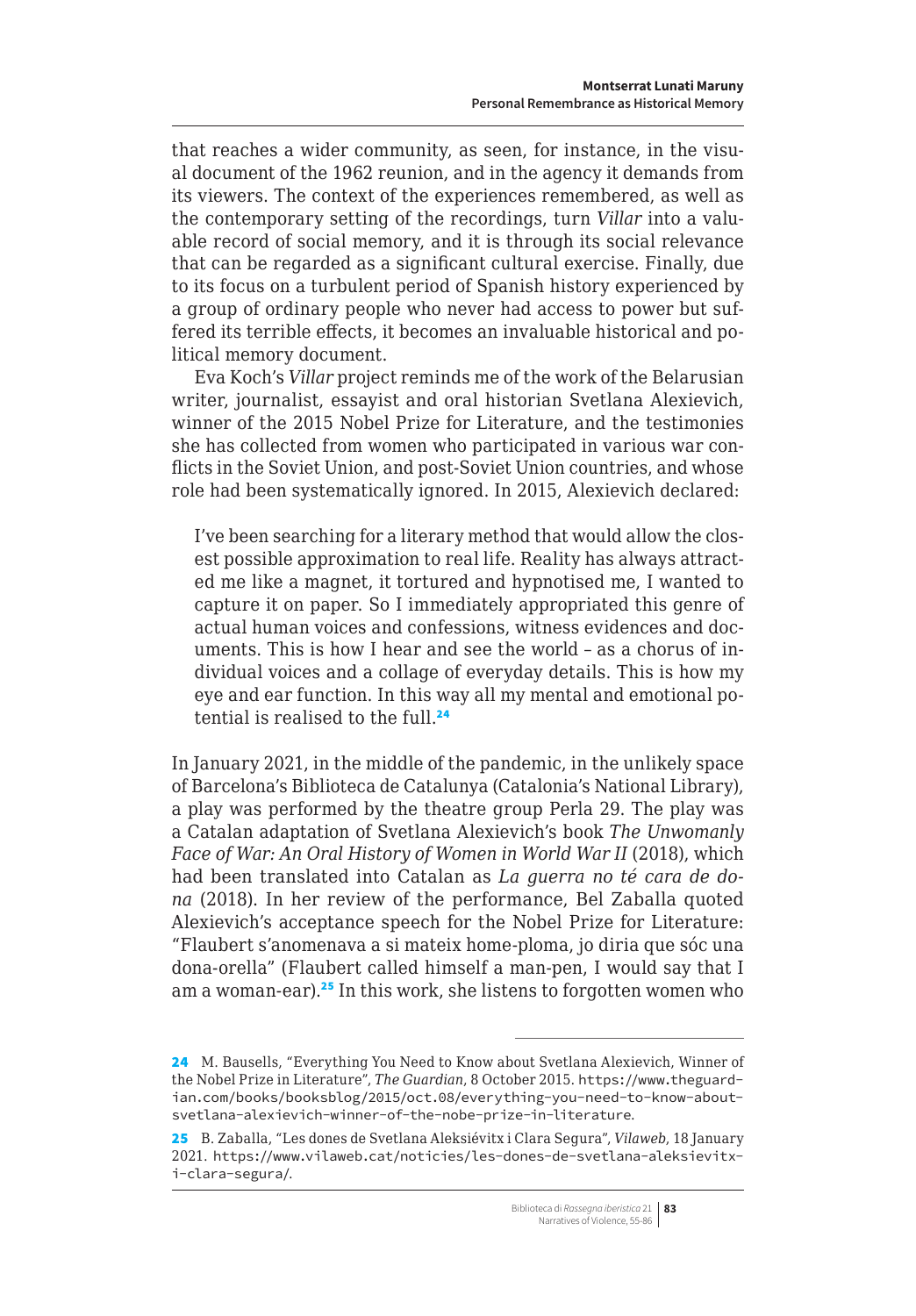that reaches a wider community, as seen, for instance, in the visual document of the 1962 reunion, and in the agency it demands from its viewers. The context of the experiences remembered, as well as the contemporary setting of the recordings, turn *Villar* into a valuable record of social memory, and it is through its social relevance that can be regarded as a significant cultural exercise. Finally, due to its focus on a turbulent period of Spanish history experienced by a group of ordinary people who never had access to power but suffered its terrible effects, it becomes an invaluable historical and political memory document.

Eva Koch's *Villar* project reminds me of the work of the Belarusian writer, journalist, essayist and oral historian Svetlana Alexievich, winner of the 2015 Nobel Prize for Literature, and the testimonies she has collected from women who participated in various war conflicts in the Soviet Union, and post-Soviet Union countries, and whose role had been systematically ignored. In 2015, Alexievich declared:

> I've been searching for a literary method that would allow the closest possible approximation to real life. Reality has always attracted me like a magnet, it tortured and hypnotised me, I wanted to capture it on paper. So I immediately appropriated this genre of actual human voices and confessions, witness evidences and documents. This is how I hear and see the world – as a chorus of individual voices and a collage of everyday details. This is how my eye and ear function. In this way all my mental and emotional potential is realised to the full.[24]

In January 2021, in the middle of the pandemic, in the unlikely space of Barcelona's Biblioteca de Catalunya (Catalonia's National Library), a play was performed by the theatre group Perla 29. The play was a Catalan adaptation of Svetlana Alexievich's book *The Unwomanly Face of War: An Oral History of Women in World War II* (2018), which had been translated into Catalan as *La guerra no té cara de dona* (2018). In her review of the performance, Bel Zaballa quoted Alexievich's acceptance speech for the Nobel Prize for Literature: "Flaubert s'anomenava a si mateix home-ploma, jo diria que sóc una dona-orella" (Flaubert called himself a man-pen, I would say that I am a woman-ear).[25] In this work, she listens to forgotten women who

---

24 M. Bausells, "Everything You Need to Know about Svetlana Alexievich, Winner of the Nobel Prize in Literature", *The Guardian*, 8 October 2015. https://www.theguardian.com/books/booksblog/2015/oct.08/everything-you-need-to-know-about-svetlana-alexievich-winner-of-the-nobe-prize-in-literature.

25 B. Zaballa, "Les dones de Svetlana Aleksiévitx i Clara Segura", *Vilaweb*, 18 January 2021. https://www.vilaweb.cat/noticies/les-dones-de-svetlana-aleksievitx-i-clara-segura/.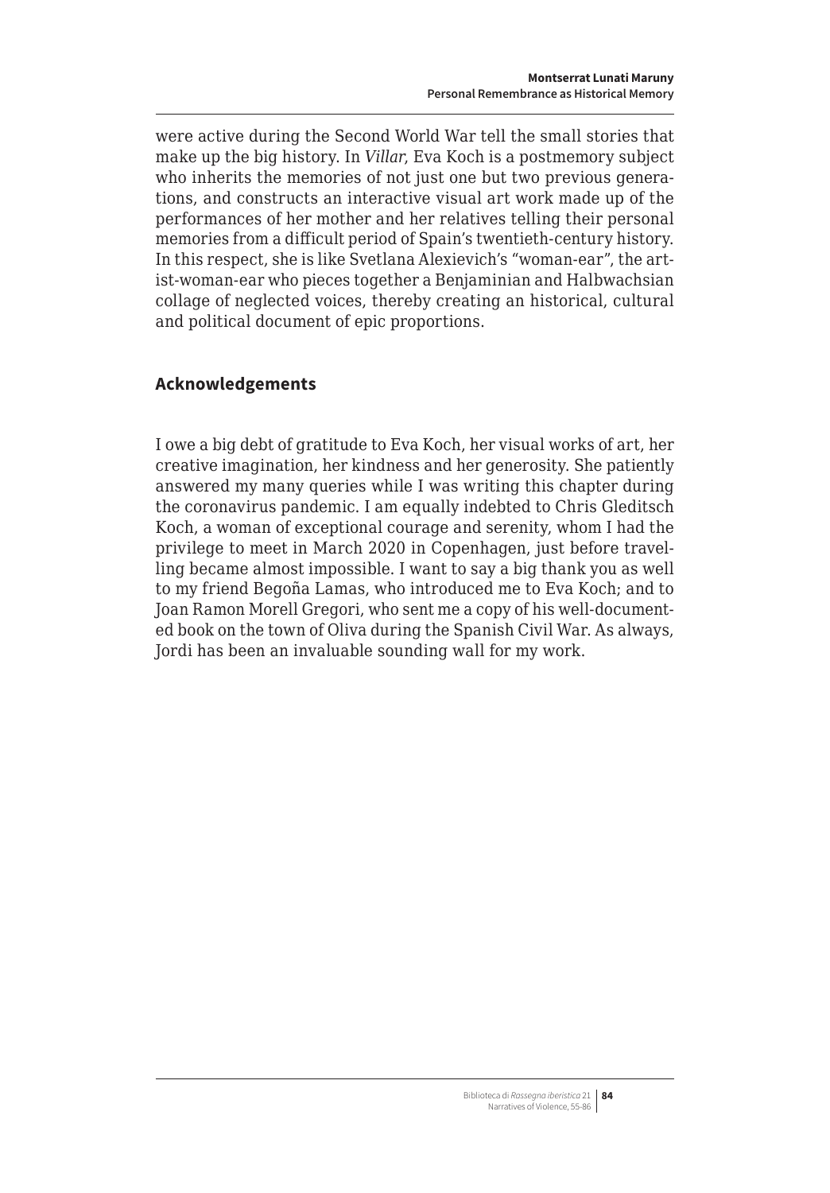were active during the Second World War tell the small stories that make up the big history. In *Villar*, Eva Koch is a postmemory subject who inherits the memories of not just one but two previous generations, and constructs an interactive visual art work made up of the performances of her mother and her relatives telling their personal memories from a difficult period of Spain's twentieth-century history. In this respect, she is like Svetlana Alexievich's "woman-ear", the artist-woman-ear who pieces together a Benjaminian and Halbwachsian collage of neglected voices, thereby creating an historical, cultural and political document of epic proportions.

## Acknowledgements

I owe a big debt of gratitude to Eva Koch, her visual works of art, her creative imagination, her kindness and her generosity. She patiently answered my many queries while I was writing this chapter during the coronavirus pandemic. I am equally indebted to Chris Gleditsch Koch, a woman of exceptional courage and serenity, whom I had the privilege to meet in March 2020 in Copenhagen, just before travelling became almost impossible. I want to say a big thank you as well to my friend Begoña Lamas, who introduced me to Eva Koch; and to Joan Ramon Morell Gregori, who sent me a copy of his well-documented book on the town of Oliva during the Spanish Civil War. As always, Jordi has been an invaluable sounding wall for my work.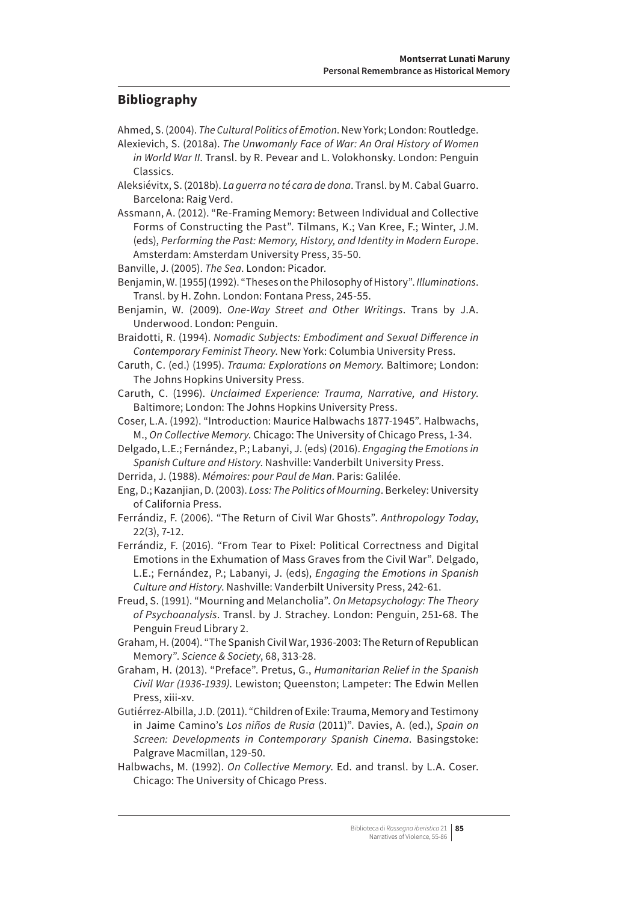## Bibliography

Ahmed, S. (2004). *The Cultural Politics of Emotion*. New York; London: Routledge.

Alexievich, S. (2018a). *The Unwomanly Face of War: An Oral History of Women in World War II*. Transl. by R. Pevear and L. Volokhonsky. London: Penguin Classics.

Aleksiévitx, S. (2018b). *La guerra no té cara de dona*. Transl. by M. Cabal Guarro. Barcelona: Raig Verd.

Assmann, A. (2012). "Re-Framing Memory: Between Individual and Collective Forms of Constructing the Past". Tilmans, K.; Van Kree, F.; Winter, J.M. (eds), *Performing the Past: Memory, History, and Identity in Modern Europe*. Amsterdam: Amsterdam University Press, 35-50.

Banville, J. (2005). *The Sea*. London: Picador.

Benjamin, W. [1955] (1992). "Theses on the Philosophy of History". *Illuminations*. Transl. by H. Zohn. London: Fontana Press, 245-55.

Benjamin, W. (2009). *One-Way Street and Other Writings*. Trans by J.A. Underwood. London: Penguin.

Braidotti, R. (1994). *Nomadic Subjects: Embodiment and Sexual Difference in Contemporary Feminist Theory*. New York: Columbia University Press.

Caruth, C. (ed.) (1995). *Trauma: Explorations on Memory*. Baltimore; London: The Johns Hopkins University Press.

Caruth, C. (1996). *Unclaimed Experience: Trauma, Narrative, and History*. Baltimore; London: The Johns Hopkins University Press.

Coser, L.A. (1992). "Introduction: Maurice Halbwachs 1877-1945". Halbwachs, M., *On Collective Memory*. Chicago: The University of Chicago Press, 1-34.

Delgado, L.E.; Fernández, P.; Labanyi, J. (eds) (2016). *Engaging the Emotions in Spanish Culture and History*. Nashville: Vanderbilt University Press.

Derrida, J. (1988). *Mémoires: pour Paul de Man*. Paris: Galilée.

Eng, D.; Kazanjian, D. (2003). *Loss: The Politics of Mourning*. Berkeley: University of California Press.

Ferrándiz, F. (2006). "The Return of Civil War Ghosts". *Anthropology Today*, 22(3), 7-12.

Ferrándiz, F. (2016). "From Tear to Pixel: Political Correctness and Digital Emotions in the Exhumation of Mass Graves from the Civil War". Delgado, L.E.; Fernández, P.; Labanyi, J. (eds), *Engaging the Emotions in Spanish Culture and History*. Nashville: Vanderbilt University Press, 242-61.

Freud, S. (1991). "Mourning and Melancholia". *On Metapsychology: The Theory of Psychoanalysis*. Transl. by J. Strachey. London: Penguin, 251-68. The Penguin Freud Library 2.

Graham, H. (2004). "The Spanish Civil War, 1936-2003: The Return of Republican Memory". *Science & Society*, 68, 313-28.

Graham, H. (2013). "Preface". Pretus, G., *Humanitarian Relief in the Spanish Civil War (1936-1939)*. Lewiston; Queenston; Lampeter: The Edwin Mellen Press, xiii-xv.

Gutiérrez-Albilla, J.D. (2011). "Children of Exile: Trauma, Memory and Testimony in Jaime Camino's *Los niños de Rusia* (2011)". Davies, A. (ed.), *Spain on Screen: Developments in Contemporary Spanish Cinema*. Basingstoke: Palgrave Macmillan, 129-50.

Halbwachs, M. (1992). *On Collective Memory*. Ed. and transl. by L.A. Coser. Chicago: The University of Chicago Press.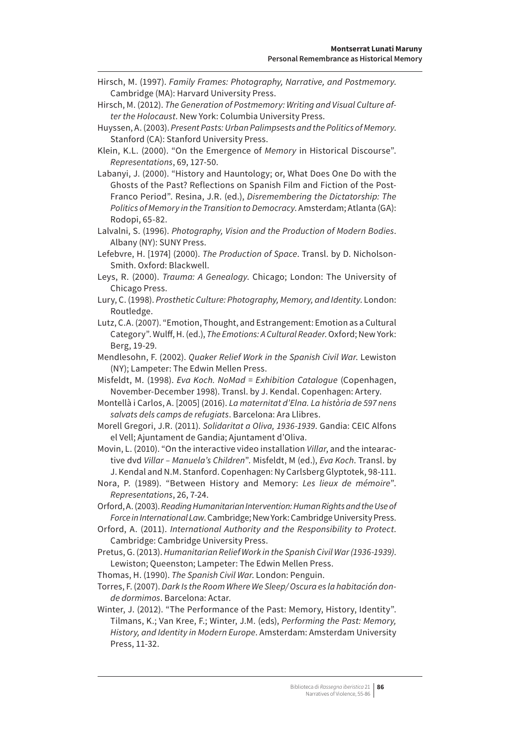Hirsch, M. (1997). *Family Frames: Photography, Narrative, and Postmemory*. Cambridge (MA): Harvard University Press.

Hirsch, M. (2012). *The Generation of Postmemory: Writing and Visual Culture after the Holocaust*. New York: Columbia University Press.

Huyssen, A. (2003). *Present Pasts: Urban Palimpsests and the Politics of Memory*. Stanford (CA): Stanford University Press.

Klein, K.L. (2000). "On the Emergence of *Memory* in Historical Discourse". *Representations*, 69, 127-50.

Labanyi, J. (2000). "History and Hauntology; or, What Does One Do with the Ghosts of the Past? Reflections on Spanish Film and Fiction of the Post-Franco Period". Resina, J.R. (ed.), *Disremembering the Dictatorship: The Politics of Memory in the Transition to Democracy*. Amsterdam; Atlanta (GA): Rodopi, 65-82.

Lalvalni, S. (1996). *Photography, Vision and the Production of Modern Bodies*. Albany (NY): SUNY Press.

Lefebvre, H. [1974] (2000). *The Production of Space*. Transl. by D. Nicholson-Smith. Oxford: Blackwell.

Leys, R. (2000). *Trauma: A Genealogy*. Chicago; London: The University of Chicago Press.

Lury, C. (1998). *Prosthetic Culture: Photography, Memory, and Identity*. London: Routledge.

Lutz, C.A. (2007). "Emotion, Thought, and Estrangement: Emotion as a Cultural Category". Wulff, H. (ed.), *The Emotions: A Cultural Reader*. Oxford; New York: Berg, 19-29.

Mendlesohn, F. (2002). *Quaker Relief Work in the Spanish Civil War*. Lewiston (NY); Lampeter: The Edwin Mellen Press.

Misfeldt, M. (1998). *Eva Koch. NoMad = Exhibition Catalogue* (Copenhagen, November-December 1998). Transl. by J. Kendal. Copenhagen: Artery.

Montellà i Carlos, A. [2005] (2016). *La maternitat d'Elna. La història de 597 nens salvats dels camps de refugiats*. Barcelona: Ara Llibres.

Morell Gregori, J.R. (2011). *Solidaritat a Oliva, 1936-1939*. Gandia: CEIC Alfons el Vell; Ajuntament de Gandia; Ajuntament d'Oliva.

Movin, L. (2010). "On the interactive video installation *Villar*, and the intearactive dvd *Villar – Manuela's Children*". Misfeldt, M (ed.), *Eva Koch*. Transl. by J. Kendal and N.M. Stanford. Copenhagen: Ny Carlsberg Glyptotek, 98-111.

Nora, P. (1989). "Between History and Memory: *Les lieux de mémoire*". *Representations*, 26, 7-24.

Orford, A. (2003). *Reading Humanitarian Intervention: Human Rights and the Use of Force in International Law*. Cambridge; New York: Cambridge University Press.

Orford, A. (2011). *International Authority and the Responsibility to Protect*. Cambridge: Cambridge University Press.

Pretus, G. (2013). *Humanitarian Relief Work in the Spanish Civil War (1936-1939)*. Lewiston; Queenston; Lampeter: The Edwin Mellen Press.

Thomas, H. (1990). *The Spanish Civil War*. London: Penguin.

Torres, F. (2007). *Dark Is the Room Where We Sleep/ Oscura es la habitación donde dormimos*. Barcelona: Actar.

Winter, J. (2012). "The Performance of the Past: Memory, History, Identity". Tilmans, K.; Van Kree, F.; Winter, J.M. (eds), *Performing the Past: Memory, History, and Identity in Modern Europe*. Amsterdam: Amsterdam University Press, 11-32.